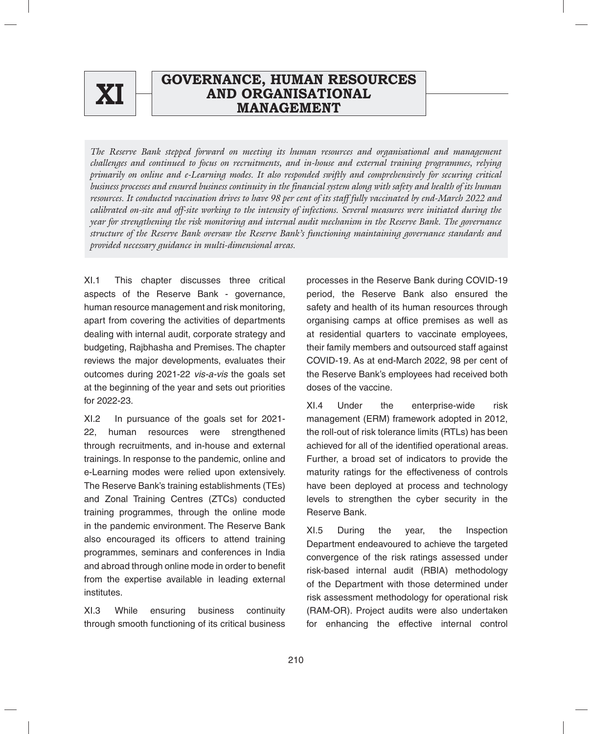# XI GOVERNANCE, HUMAN RESOURCES AND ORGANISATIONAL MANAGEMENT

*The Reserve Bank stepped forward on meeting its human resources and organisational and management challenges and continued to focus on recruitments, and in-house and external training programmes, relying primarily on online and e-Learning modes. It also responded swiftly and comprehensively for securing critical business processes and ensured business continuity in the financial system along with safety and health of its human resources. It conducted vaccination drives to have 98 per cent of its staff fully vaccinated by end-March 2022 and calibrated on-site and off-site working to the intensity of infections. Several measures were initiated during the year for strengthening the risk monitoring and internal audit mechanism in the Reserve Bank. The governance structure of the Reserve Bank oversaw the Reserve Bank's functioning maintaining governance standards and provided necessary guidance in multi-dimensional areas.*

XI.1 This chapter discusses three critical aspects of the Reserve Bank - governance, human resource management and risk monitoring, apart from covering the activities of departments dealing with internal audit, corporate strategy and budgeting, Rajbhasha and Premises. The chapter reviews the major developments, evaluates their outcomes during 2021-22 *vis-a-vis* the goals set at the beginning of the year and sets out priorities for 2022-23.

XI.2 In pursuance of the goals set for 2021-22, human resources were strengthened through recruitments, and in-house and external trainings. In response to the pandemic, online and e-Learning modes were relied upon extensively. The Reserve Bank's training establishments (TEs) and Zonal Training Centres (ZTCs) conducted training programmes, through the online mode in the pandemic environment. The Reserve Bank also encouraged its officers to attend training programmes, seminars and conferences in India and abroad through online mode in order to benefit from the expertise available in leading external institutes.

XI.3 While ensuring business continuity through smooth functioning of its critical business processes in the Reserve Bank during COVID-19 period, the Reserve Bank also ensured the safety and health of its human resources through organising camps at office premises as well as at residential quarters to vaccinate employees, their family members and outsourced staff against COVID-19. As at end-March 2022, 98 per cent of the Reserve Bank's employees had received both doses of the vaccine.

XI.4 Under the enterprise-wide risk management (ERM) framework adopted in 2012, the roll-out of risk tolerance limits (RTLs) has been achieved for all of the identified operational areas. Further, a broad set of indicators to provide the maturity ratings for the effectiveness of controls have been deployed at process and technology levels to strengthen the cyber security in the Reserve Bank.

XI.5 During the year, the Inspection Department endeavoured to achieve the targeted convergence of the risk ratings assessed under risk-based internal audit (RBIA) methodology of the Department with those determined under risk assessment methodology for operational risk (RAM-OR). Project audits were also undertaken for enhancing the effective internal control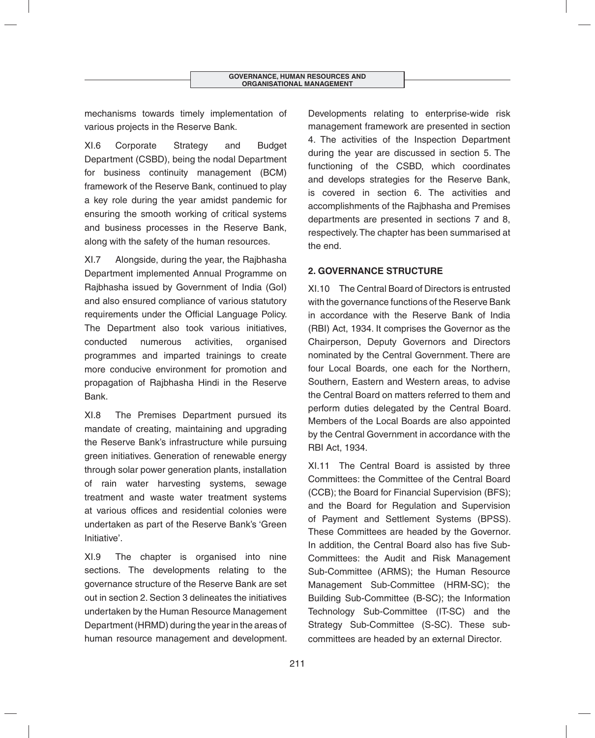mechanisms towards timely implementation of various projects in the Reserve Bank.

XI.6 Corporate Strategy and Budget Department (CSBD), being the nodal Department for business continuity management (BCM) framework of the Reserve Bank, continued to play a key role during the year amidst pandemic for ensuring the smooth working of critical systems and business processes in the Reserve Bank, along with the safety of the human resources.

XI.7 Alongside, during the year, the Rajbhasha Department implemented Annual Programme on Rajbhasha issued by Government of India (GoI) and also ensured compliance of various statutory requirements under the Official Language Policy. The Department also took various initiatives, conducted numerous activities, organised programmes and imparted trainings to create more conducive environment for promotion and propagation of Rajbhasha Hindi in the Reserve Bank.

XI.8 The Premises Department pursued its mandate of creating, maintaining and upgrading the Reserve Bank's infrastructure while pursuing green initiatives. Generation of renewable energy through solar power generation plants, installation of rain water harvesting systems, sewage treatment and waste water treatment systems at various offices and residential colonies were undertaken as part of the Reserve Bank's 'Green Initiative'.

XI.9 The chapter is organised into nine sections. The developments relating to the governance structure of the Reserve Bank are set out in section 2. Section 3 delineates the initiatives undertaken by the Human Resource Management Department (HRMD) during the year in the areas of human resource management and development. Developments relating to enterprise-wide risk management framework are presented in section 4. The activities of the Inspection Department during the year are discussed in section 5. The functioning of the CSBD, which coordinates and develops strategies for the Reserve Bank, is covered in section 6. The activities and accomplishments of the Rajbhasha and Premises departments are presented in sections 7 and 8, respectively. The chapter has been summarised at the end.

## 2. GOVERNANCE STRUCTURE

XI.10 The Central Board of Directors is entrusted with the governance functions of the Reserve Bank in accordance with the Reserve Bank of India (RBI) Act, 1934. It comprises the Governor as the Chairperson, Deputy Governors and Directors nominated by the Central Government. There are four Local Boards, one each for the Northern, Southern, Eastern and Western areas, to advise the Central Board on matters referred to them and perform duties delegated by the Central Board. Members of the Local Boards are also appointed by the Central Government in accordance with the RBI Act, 1934.

XI.11 The Central Board is assisted by three Committees: the Committee of the Central Board (CCB); the Board for Financial Supervision (BFS); and the Board for Regulation and Supervision of Payment and Settlement Systems (BPSS). These Committees are headed by the Governor. In addition, the Central Board also has five Sub-Committees: the Audit and Risk Management Sub-Committee (ARMS); the Human Resource Management Sub-Committee (HRM-SC); the Building Sub-Committee (B-SC); the Information Technology Sub-Committee (IT-SC) and the Strategy Sub-Committee (S-SC). These sub-committees are headed by an external Director.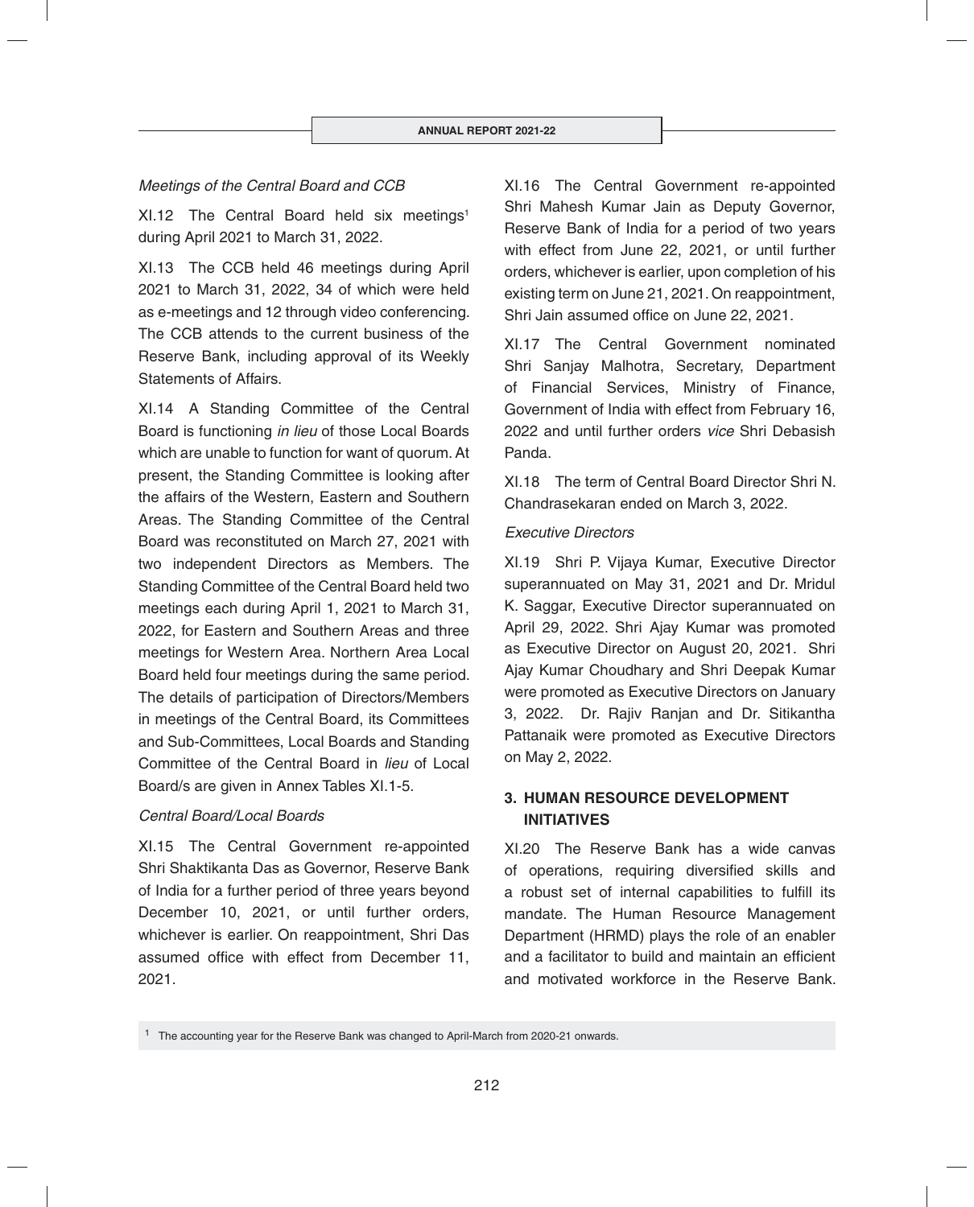*Meetings of the Central Board and CCB*

XI.12 The Central Board held six meetings[1] during April 2021 to March 31, 2022.

XI.13 The CCB held 46 meetings during April 2021 to March 31, 2022, 34 of which were held as e-meetings and 12 through video conferencing. The CCB attends to the current business of the Reserve Bank, including approval of its Weekly Statements of Affairs.

XI.14 A Standing Committee of the Central Board is functioning *in lieu* of those Local Boards which are unable to function for want of quorum. At present, the Standing Committee is looking after the affairs of the Western, Eastern and Southern Areas. The Standing Committee of the Central Board was reconstituted on March 27, 2021 with two independent Directors as Members. The Standing Committee of the Central Board held two meetings each during April 1, 2021 to March 31, 2022, for Eastern and Southern Areas and three meetings for Western Area. Northern Area Local Board held four meetings during the same period. The details of participation of Directors/Members in meetings of the Central Board, its Committees and Sub-Committees, Local Boards and Standing Committee of the Central Board in *lieu* of Local Board/s are given in Annex Tables XI.1-5.

*Central Board/Local Boards*

XI.15 The Central Government re-appointed Shri Shaktikanta Das as Governor, Reserve Bank of India for a further period of three years beyond December 10, 2021, or until further orders, whichever is earlier. On reappointment, Shri Das assumed office with effect from December 11, 2021.

XI.16 The Central Government re-appointed Shri Mahesh Kumar Jain as Deputy Governor, Reserve Bank of India for a period of two years with effect from June 22, 2021, or until further orders, whichever is earlier, upon completion of his existing term on June 21, 2021. On reappointment, Shri Jain assumed office on June 22, 2021.

XI.17 The Central Government nominated Shri Sanjay Malhotra, Secretary, Department of Financial Services, Ministry of Finance, Government of India with effect from February 16, 2022 and until further orders *vice* Shri Debasish Panda.

XI.18 The term of Central Board Director Shri N. Chandrasekaran ended on March 3, 2022.

*Executive Directors*

XI.19 Shri P. Vijaya Kumar, Executive Director superannuated on May 31, 2021 and Dr. Mridul K. Saggar, Executive Director superannuated on April 29, 2022. Shri Ajay Kumar was promoted as Executive Director on August 20, 2021. Shri Ajay Kumar Choudhary and Shri Deepak Kumar were promoted as Executive Directors on January 3, 2022. Dr. Rajiv Ranjan and Dr. Sitikantha Pattanaik were promoted as Executive Directors on May 2, 2022.

## 3. HUMAN RESOURCE DEVELOPMENT INITIATIVES

XI.20 The Reserve Bank has a wide canvas of operations, requiring diversified skills and a robust set of internal capabilities to fulfill its mandate. The Human Resource Management Department (HRMD) plays the role of an enabler and a facilitator to build and maintain an efficient and motivated workforce in the Reserve Bank.

[1] The accounting year for the Reserve Bank was changed to April-March from 2020-21 onwards.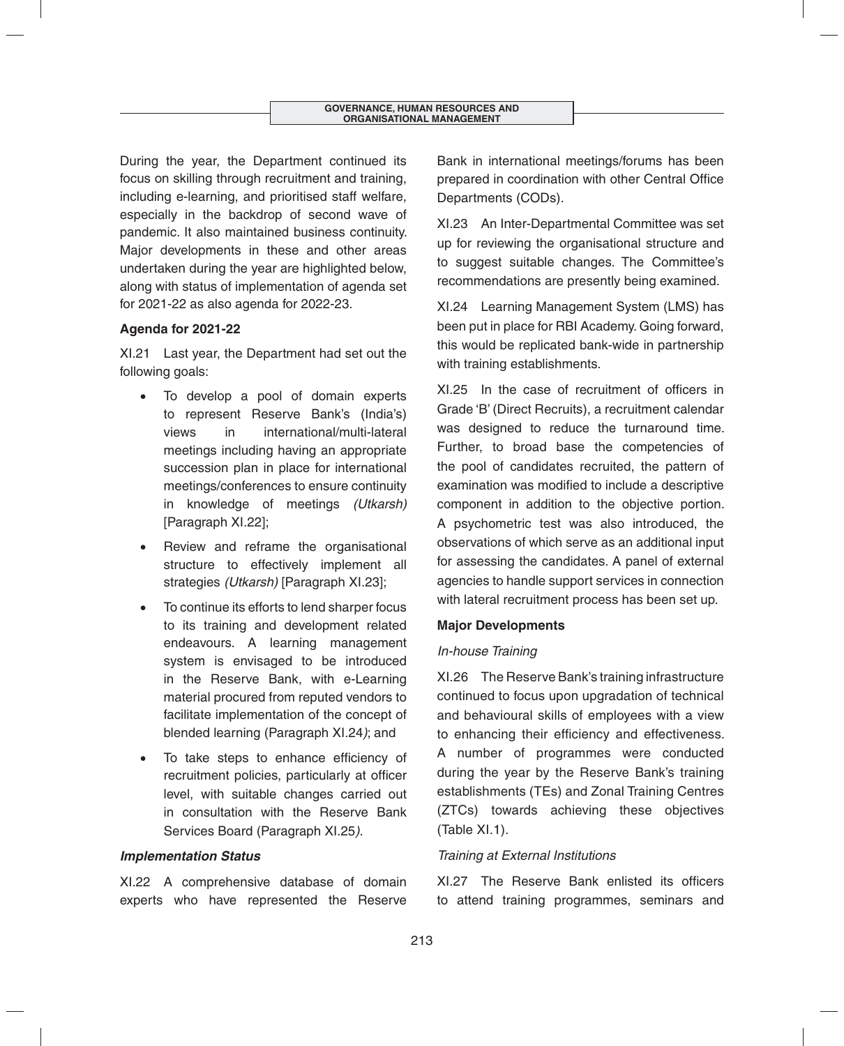During the year, the Department continued its focus on skilling through recruitment and training, including e-learning, and prioritised staff welfare, especially in the backdrop of second wave of pandemic. It also maintained business continuity. Major developments in these and other areas undertaken during the year are highlighted below, along with status of implementation of agenda set for 2021-22 as also agenda for 2022-23.

**Agenda for 2021-22**

XI.21 Last year, the Department had set out the following goals:

- To develop a pool of domain experts to represent Reserve Bank's (India's) views in international/multi-lateral meetings including having an appropriate succession plan in place for international meetings/conferences to ensure continuity in knowledge of meetings *(Utkarsh)* [Paragraph XI.22];
- Review and reframe the organisational structure to effectively implement all strategies *(Utkarsh)* [Paragraph XI.23];
- To continue its efforts to lend sharper focus to its training and development related endeavours. A learning management system is envisaged to be introduced in the Reserve Bank, with e-Learning material procured from reputed vendors to facilitate implementation of the concept of blended learning (Paragraph XI.24*)*; and
- To take steps to enhance efficiency of recruitment policies, particularly at officer level, with suitable changes carried out in consultation with the Reserve Bank Services Board (Paragraph XI.25*)*.

***Implementation Status***

XI.22 A comprehensive database of domain experts who have represented the Reserve Bank in international meetings/forums has been prepared in coordination with other Central Office Departments (CODs).

XI.23 An Inter-Departmental Committee was set up for reviewing the organisational structure and to suggest suitable changes. The Committee's recommendations are presently being examined.

XI.24 Learning Management System (LMS) has been put in place for RBI Academy. Going forward, this would be replicated bank-wide in partnership with training establishments.

XI.25 In the case of recruitment of officers in Grade 'B' (Direct Recruits), a recruitment calendar was designed to reduce the turnaround time. Further, to broad base the competencies of the pool of candidates recruited, the pattern of examination was modified to include a descriptive component in addition to the objective portion. A psychometric test was also introduced, the observations of which serve as an additional input for assessing the candidates. A panel of external agencies to handle support services in connection with lateral recruitment process has been set up.

**Major Developments**

*In-house Training*

XI.26 The Reserve Bank's training infrastructure continued to focus upon upgradation of technical and behavioural skills of employees with a view to enhancing their efficiency and effectiveness. A number of programmes were conducted during the year by the Reserve Bank's training establishments (TEs) and Zonal Training Centres (ZTCs) towards achieving these objectives (Table XI.1).

*Training at External Institutions*

XI.27 The Reserve Bank enlisted its officers to attend training programmes, seminars and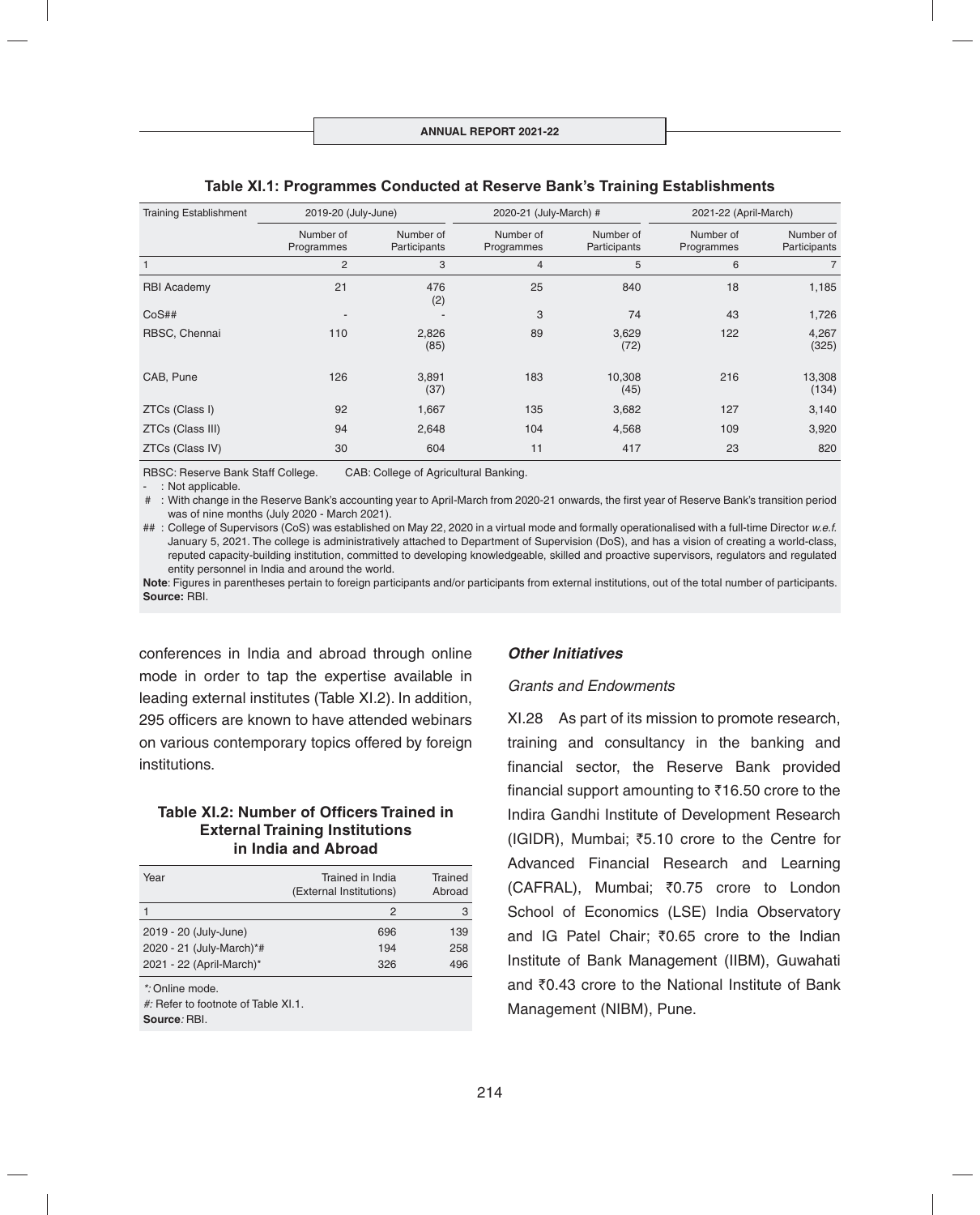**Table XI.1: Programmes Conducted at Reserve Bank's Training Establishments**

| Training Establishment | 2019-20 (July-June) | | 2020-21 (July-March) # | | 2021-22 (April-March) | |
|---|---|---|---|---|---|---|
| | Number of Programmes | Number of Participants | Number of Programmes | Number of Participants | Number of Programmes | Number of Participants |
| 1 | 2 | 3 | 4 | 5 | 6 | 7 |
| RBI Academy | 21 | 476 (2) | 25 | 840 | 18 | 1,185 |
| CoS## | - | - | 3 | 74 | 43 | 1,726 |
| RBSC, Chennai | 110 | 2,826 (85) | 89 | 3,629 (72) | 122 | 4,267 (325) |
| CAB, Pune | 126 | 3,891 (37) | 183 | 10,308 (45) | 216 | 13,308 (134) |
| ZTCs (Class I) | 92 | 1,667 | 135 | 3,682 | 127 | 3,140 |
| ZTCs (Class III) | 94 | 2,648 | 104 | 4,568 | 109 | 3,920 |
| ZTCs (Class IV) | 30 | 604 | 11 | 417 | 23 | 820 |

RBSC: Reserve Bank Staff College. CAB: College of Agricultural Banking.

- : Not applicable.

# : With change in the Reserve Bank's accounting year to April-March from 2020-21 onwards, the first year of Reserve Bank's transition period was of nine months (July 2020 - March 2021).

## : College of Supervisors (CoS) was established on May 22, 2020 in a virtual mode and formally operationalised with a full-time Director *w.e.f.* January 5, 2021. The college is administratively attached to Department of Supervision (DoS), and has a vision of creating a world-class, reputed capacity-building institution, committed to developing knowledgeable, skilled and proactive supervisors, regulators and regulated entity personnel in India and around the world.

**Note**: Figures in parentheses pertain to foreign participants and/or participants from external institutions, out of the total number of participants.

**Source:** RBI.

conferences in India and abroad through online mode in order to tap the expertise available in leading external institutes (Table XI.2). In addition, 295 officers are known to have attended webinars on various contemporary topics offered by foreign institutions.

**Table XI.2: Number of Officers Trained in External Training Institutions in India and Abroad**

| Year | Trained in India (External Institutions) | Trained Abroad |
|---|---|---|
| 1 | 2 | 3 |
| 2019 - 20 (July-June) | 696 | 139 |
| 2020 - 21 (July-March)*# | 194 | 258 |
| 2021 - 22 (April-March)* | 326 | 496 |

*: Online mode.

#: Refer to footnote of Table XI.1.

**Source**: RBI.

### *Other Initiatives*

*Grants and Endowments*

XI.28 As part of its mission to promote research, training and consultancy in the banking and financial sector, the Reserve Bank provided financial support amounting to ₹16.50 crore to the Indira Gandhi Institute of Development Research (IGIDR), Mumbai; ₹5.10 crore to the Centre for Advanced Financial Research and Learning (CAFRAL), Mumbai; ₹0.75 crore to London School of Economics (LSE) India Observatory and IG Patel Chair; ₹0.65 crore to the Indian Institute of Bank Management (IIBM), Guwahati and ₹0.43 crore to the National Institute of Bank Management (NIBM), Pune.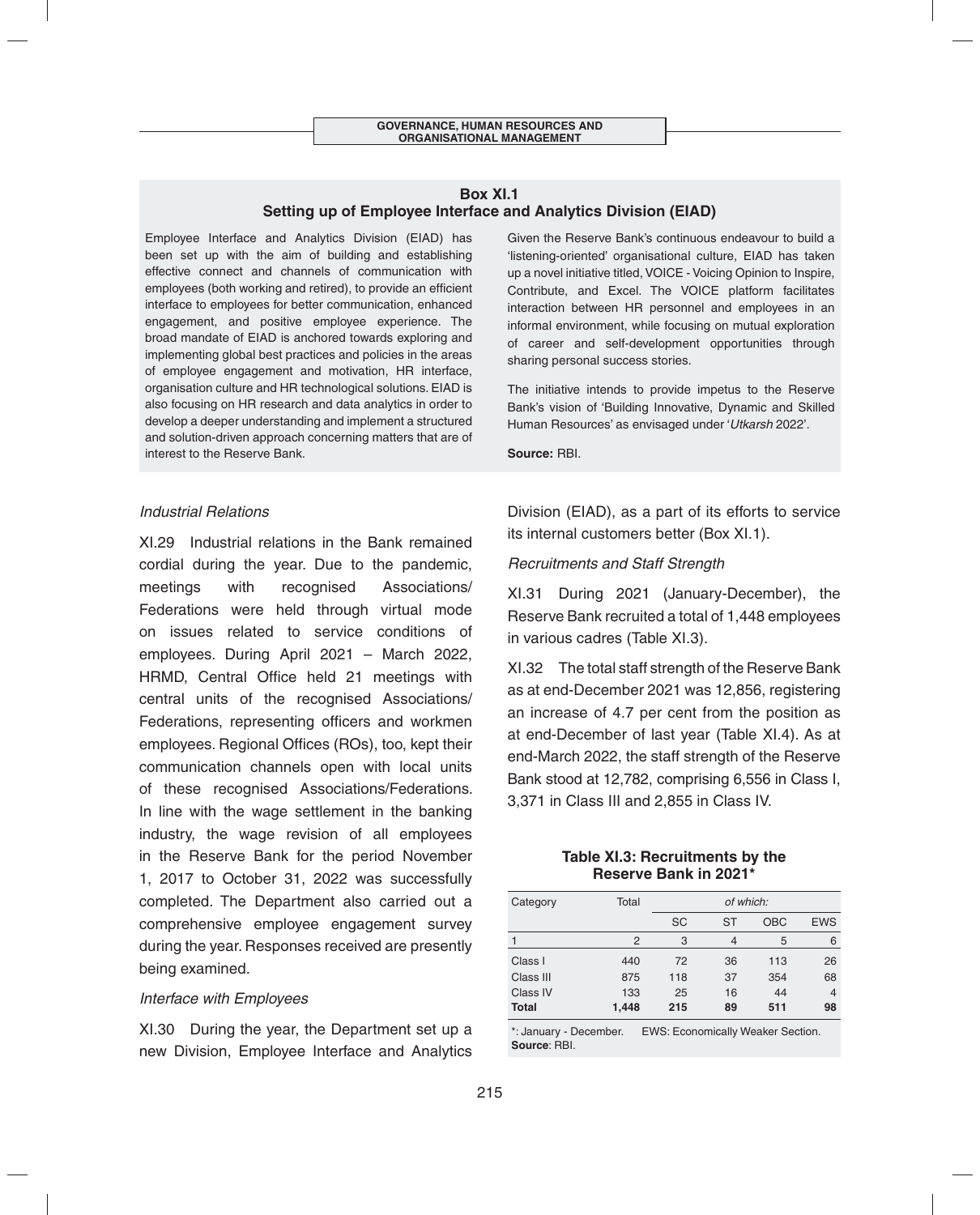**Box XI.1**
**Setting up of Employee Interface and Analytics Division (EIAD)**

Employee Interface and Analytics Division (EIAD) has been set up with the aim of building and establishing effective connect and channels of communication with employees (both working and retired), to provide an efficient interface to employees for better communication, enhanced engagement, and positive employee experience. The broad mandate of EIAD is anchored towards exploring and implementing global best practices and policies in the areas of employee engagement and motivation, HR interface, organisation culture and HR technological solutions. EIAD is also focusing on HR research and data analytics in order to develop a deeper understanding and implement a structured and solution-driven approach concerning matters that are of interest to the Reserve Bank.

Given the Reserve Bank's continuous endeavour to build a 'listening-oriented' organisational culture, EIAD has taken up a novel initiative titled, VOICE - Voicing Opinion to Inspire, Contribute, and Excel. The VOICE platform facilitates interaction between HR personnel and employees in an informal environment, while focusing on mutual exploration of career and self-development opportunities through sharing personal success stories.

The initiative intends to provide impetus to the Reserve Bank's vision of 'Building Innovative, Dynamic and Skilled Human Resources' as envisaged under '*Utkarsh* 2022'.

**Source:** RBI.

*Industrial Relations*

XI.29 Industrial relations in the Bank remained cordial during the year. Due to the pandemic, meetings with recognised Associations/ Federations were held through virtual mode on issues related to service conditions of employees. During April 2021 – March 2022, HRMD, Central Office held 21 meetings with central units of the recognised Associations/ Federations, representing officers and workmen employees. Regional Offices (ROs), too, kept their communication channels open with local units of these recognised Associations/Federations. In line with the wage settlement in the banking industry, the wage revision of all employees in the Reserve Bank for the period November 1, 2017 to October 31, 2022 was successfully completed. The Department also carried out a comprehensive employee engagement survey during the year. Responses received are presently being examined.

*Interface with Employees*

XI.30 During the year, the Department set up a new Division, Employee Interface and Analytics Division (EIAD), as a part of its efforts to service its internal customers better (Box XI.1).

*Recruitments and Staff Strength*

XI.31 During 2021 (January-December), the Reserve Bank recruited a total of 1,448 employees in various cadres (Table XI.3).

XI.32 The total staff strength of the Reserve Bank as at end-December 2021 was 12,856, registering an increase of 4.7 per cent from the position as at end-December of last year (Table XI.4). As at end-March 2022, the staff strength of the Reserve Bank stood at 12,782, comprising 6,556 in Class I, 3,371 in Class III and 2,855 in Class IV.

**Table XI.3: Recruitments by the Reserve Bank in 2021***

| Category | Total | *of which:* | | | |
|---|---|---|---|---|---|
| | | SC | ST | OBC | EWS |
| 1 | 2 | 3 | 4 | 5 | 6 |
| Class I | 440 | 72 | 36 | 113 | 26 |
| Class III | 875 | 118 | 37 | 354 | 68 |
| Class IV | 133 | 25 | 16 | 44 | 4 |
| **Total** | **1,448** | **215** | **89** | **511** | **98** |

*: January - December. EWS: Economically Weaker Section.
**Source**: RBI.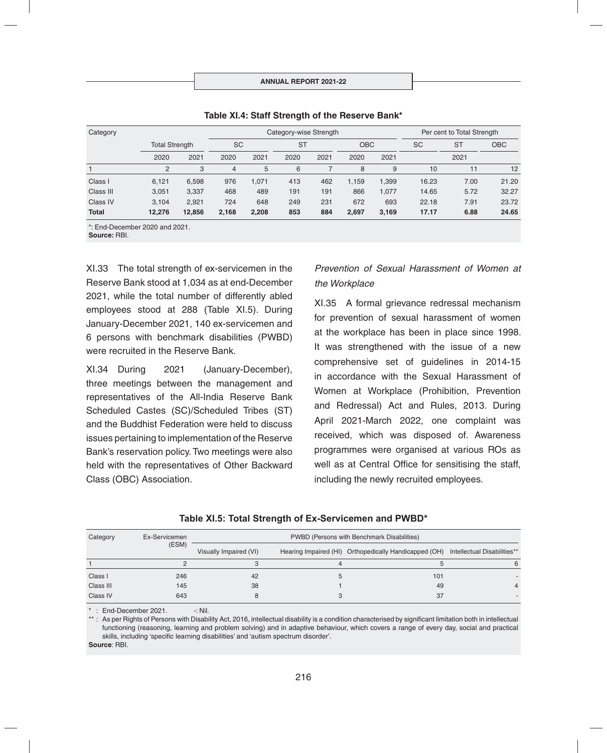**Table XI.4: Staff Strength of the Reserve Bank***

| Category | Total Strength | | Category-wise Strength | | | | | | Per cent to Total Strength | | |
|---|---|---|---|---|---|---|---|---|---|---|---|
| | | | SC | | ST | | OBC | | SC | ST | OBC |
| | 2020 | 2021 | 2020 | 2021 | 2020 | 2021 | 2020 | 2021 | 2021 | | |
| 1 | 2 | 3 | 4 | 5 | 6 | 7 | 8 | 9 | 10 | 11 | 12 |
| Class I | 6,121 | 6,598 | 976 | 1,071 | 413 | 462 | 1,159 | 1,399 | 16.23 | 7.00 | 21.20 |
| Class III | 3,051 | 3,337 | 468 | 489 | 191 | 191 | 866 | 1,077 | 14.65 | 5.72 | 32.27 |
| Class IV | 3,104 | 2,921 | 724 | 648 | 249 | 231 | 672 | 693 | 22.18 | 7.91 | 23.72 |
| **Total** | **12,276** | **12,856** | **2,168** | **2,208** | **853** | **884** | **2,697** | **3,169** | **17.17** | **6.88** | **24.65** |

*: End-December 2020 and 2021.
**Source:** RBI.

XI.33 The total strength of ex-servicemen in the Reserve Bank stood at 1,034 as at end-December 2021, while the total number of differently abled employees stood at 288 (Table XI.5). During January-December 2021, 140 ex-servicemen and 6 persons with benchmark disabilities (PWBD) were recruited in the Reserve Bank.

XI.34 During 2021 (January-December), three meetings between the management and representatives of the All-India Reserve Bank Scheduled Castes (SC)/Scheduled Tribes (ST) and the Buddhist Federation were held to discuss issues pertaining to implementation of the Reserve Bank's reservation policy. Two meetings were also held with the representatives of Other Backward Class (OBC) Association.

*Prevention of Sexual Harassment of Women at the Workplace*

XI.35 A formal grievance redressal mechanism for prevention of sexual harassment of women at the workplace has been in place since 1998. It was strengthened with the issue of a new comprehensive set of guidelines in 2014-15 in accordance with the Sexual Harassment of Women at Workplace (Prohibition, Prevention and Redressal) Act and Rules, 2013. During April 2021-March 2022, one complaint was received, which was disposed of. Awareness programmes were organised at various ROs as well as at Central Office for sensitising the staff, including the newly recruited employees.

**Table XI.5: Total Strength of Ex-Servicemen and PWBD***

| Category | Ex-Servicemen (ESM) | PWBD (Persons with Benchmark Disabilities) | | | |
|---|---|---|---|---|---|
| | | Visually Impaired (VI) | Hearing Impaired (HI) | Orthopedically Handicapped (OH) | Intellectual Disabilities** |
| 1 | 2 | 3 | 4 | 5 | 6 |
| Class I | 246 | 42 | 5 | 101 | - |
| Class III | 145 | 38 | 1 | 49 | 4 |
| Class IV | 643 | 8 | 3 | 37 | - |

\* : End-December 2021. -: Nil.
\*\* : As per Rights of Persons with Disability Act, 2016, intellectual disability is a condition characterised by significant limitation both in intellectual functioning (reasoning, learning and problem solving) and in adaptive behaviour, which covers a range of every day, social and practical skills, including 'specific learning disabilities' and 'autism spectrum disorder'.
**Source**: RBI.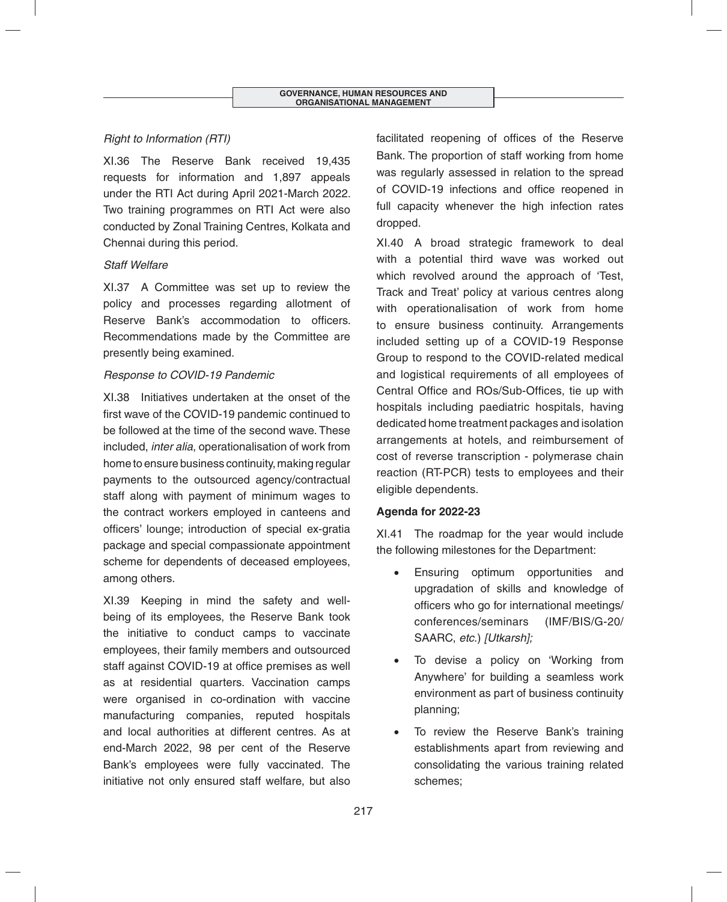*Right to Information (RTI)*

XI.36 The Reserve Bank received 19,435 requests for information and 1,897 appeals under the RTI Act during April 2021-March 2022. Two training programmes on RTI Act were also conducted by Zonal Training Centres, Kolkata and Chennai during this period.

*Staff Welfare*

XI.37 A Committee was set up to review the policy and processes regarding allotment of Reserve Bank's accommodation to officers. Recommendations made by the Committee are presently being examined.

*Response to COVID-19 Pandemic*

XI.38 Initiatives undertaken at the onset of the first wave of the COVID-19 pandemic continued to be followed at the time of the second wave. These included, *inter alia*, operationalisation of work from home to ensure business continuity, making regular payments to the outsourced agency/contractual staff along with payment of minimum wages to the contract workers employed in canteens and officers' lounge; introduction of special ex-gratia package and special compassionate appointment scheme for dependents of deceased employees, among others.

XI.39 Keeping in mind the safety and well-being of its employees, the Reserve Bank took the initiative to conduct camps to vaccinate employees, their family members and outsourced staff against COVID-19 at office premises as well as at residential quarters. Vaccination camps were organised in co-ordination with vaccine manufacturing companies, reputed hospitals and local authorities at different centres. As at end-March 2022, 98 per cent of the Reserve Bank's employees were fully vaccinated. The initiative not only ensured staff welfare, but also facilitated reopening of offices of the Reserve Bank. The proportion of staff working from home was regularly assessed in relation to the spread of COVID-19 infections and office reopened in full capacity whenever the high infection rates dropped.

XI.40 A broad strategic framework to deal with a potential third wave was worked out which revolved around the approach of 'Test, Track and Treat' policy at various centres along with operationalisation of work from home to ensure business continuity. Arrangements included setting up of a COVID-19 Response Group to respond to the COVID-related medical and logistical requirements of all employees of Central Office and ROs/Sub-Offices, tie up with hospitals including paediatric hospitals, having dedicated home treatment packages and isolation arrangements at hotels, and reimbursement of cost of reverse transcription - polymerase chain reaction (RT-PCR) tests to employees and their eligible dependents.

**Agenda for 2022-23**

XI.41 The roadmap for the year would include the following milestones for the Department:

- Ensuring optimum opportunities and upgradation of skills and knowledge of officers who go for international meetings/ conferences/seminars (IMF/BIS/G-20/ SAARC, *etc*.) *[Utkarsh];*
- To devise a policy on 'Working from Anywhere' for building a seamless work environment as part of business continuity planning;
- To review the Reserve Bank's training establishments apart from reviewing and consolidating the various training related schemes;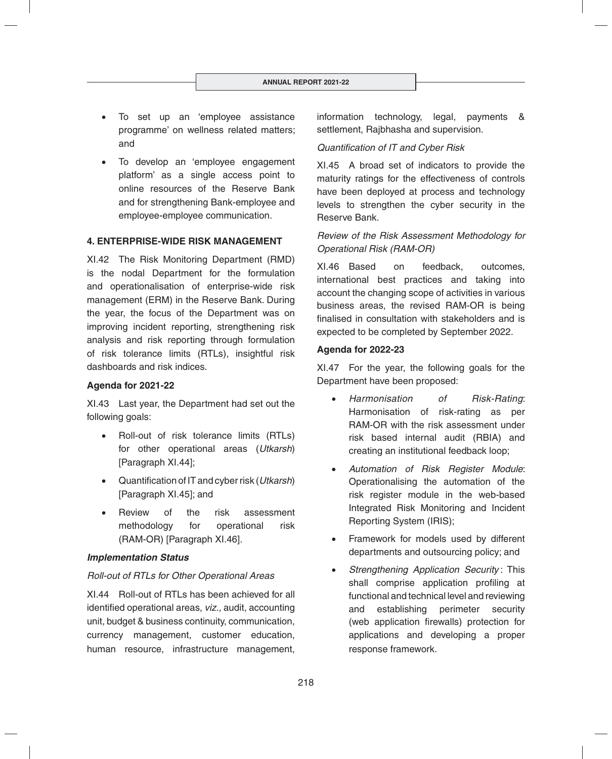- To set up an 'employee assistance programme' on wellness related matters; and
- To develop an 'employee engagement platform' as a single access point to online resources of the Reserve Bank and for strengthening Bank-employee and employee-employee communication.

## 4. ENTERPRISE-WIDE RISK MANAGEMENT

XI.42 The Risk Monitoring Department (RMD) is the nodal Department for the formulation and operationalisation of enterprise-wide risk management (ERM) in the Reserve Bank. During the year, the focus of the Department was on improving incident reporting, strengthening risk analysis and risk reporting through formulation of risk tolerance limits (RTLs), insightful risk dashboards and risk indices.

### Agenda for 2021-22

XI.43 Last year, the Department had set out the following goals:

- Roll-out of risk tolerance limits (RTLs) for other operational areas (*Utkarsh*) [Paragraph XI.44];
- Quantification of IT and cyber risk (*Utkarsh*) [Paragraph XI.45]; and
- Review of the risk assessment methodology for operational risk (RAM-OR) [Paragraph XI.46].

#### *Implementation Status*

*Roll-out of RTLs for Other Operational Areas*

XI.44 Roll-out of RTLs has been achieved for all identified operational areas, *viz.,* audit, accounting unit, budget & business continuity, communication, currency management, customer education, human resource, infrastructure management, information technology, legal, payments & settlement, Rajbhasha and supervision.

*Quantification of IT and Cyber Risk*

XI.45 A broad set of indicators to provide the maturity ratings for the effectiveness of controls have been deployed at process and technology levels to strengthen the cyber security in the Reserve Bank.

*Review of the Risk Assessment Methodology for Operational Risk (RAM-OR)*

XI.46 Based on feedback, outcomes, international best practices and taking into account the changing scope of activities in various business areas, the revised RAM-OR is being finalised in consultation with stakeholders and is expected to be completed by September 2022.

### Agenda for 2022-23

XI.47 For the year, the following goals for the Department have been proposed:

- *Harmonisation of Risk-Rating*: Harmonisation of risk-rating as per RAM-OR with the risk assessment under risk based internal audit (RBIA) and creating an institutional feedback loop;
- *Automation of Risk Register Module*: Operationalising the automation of the risk register module in the web-based Integrated Risk Monitoring and Incident Reporting System (IRIS);
- Framework for models used by different departments and outsourcing policy; and
- *Strengthening Application Security*: This shall comprise application profiling at functional and technical level and reviewing and establishing perimeter security (web application firewalls) protection for applications and developing a proper response framework.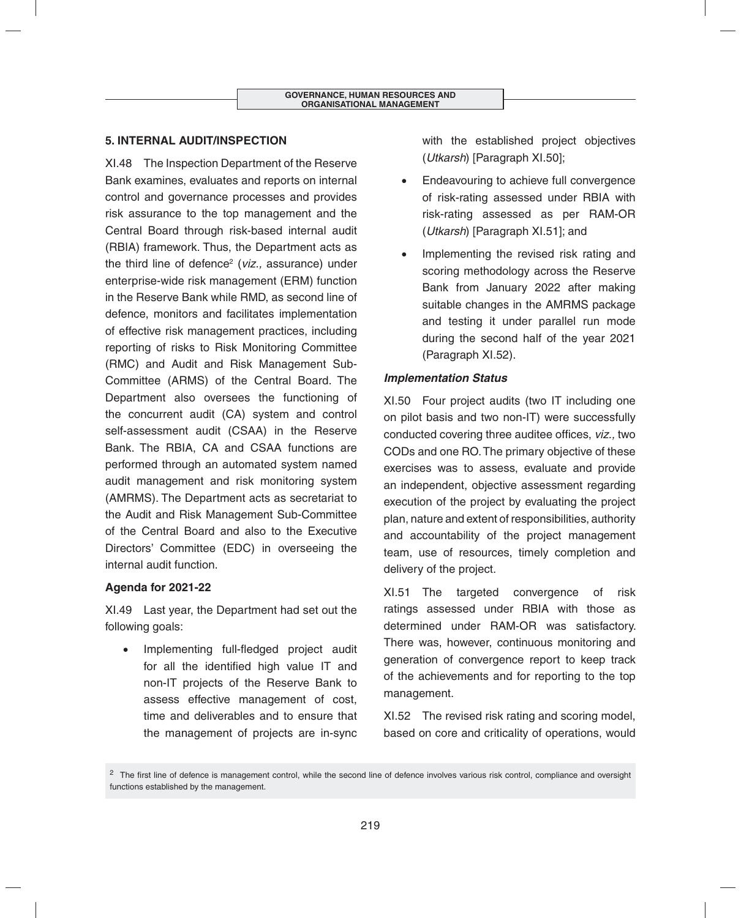## 5. INTERNAL AUDIT/INSPECTION

XI.48 The Inspection Department of the Reserve Bank examines, evaluates and reports on internal control and governance processes and provides risk assurance to the top management and the Central Board through risk-based internal audit (RBIA) framework. Thus, the Department acts as the third line of defence[2] (*viz.,* assurance) under enterprise-wide risk management (ERM) function in the Reserve Bank while RMD, as second line of defence, monitors and facilitates implementation of effective risk management practices, including reporting of risks to Risk Monitoring Committee (RMC) and Audit and Risk Management Sub-Committee (ARMS) of the Central Board. The Department also oversees the functioning of the concurrent audit (CA) system and control self-assessment audit (CSAA) in the Reserve Bank. The RBIA, CA and CSAA functions are performed through an automated system named audit management and risk monitoring system (AMRMS). The Department acts as secretariat to the Audit and Risk Management Sub-Committee of the Central Board and also to the Executive Directors' Committee (EDC) in overseeing the internal audit function.

### Agenda for 2021-22

XI.49 Last year, the Department had set out the following goals:

- Implementing full-fledged project audit for all the identified high value IT and non-IT projects of the Reserve Bank to assess effective management of cost, time and deliverables and to ensure that the management of projects are in-sync with the established project objectives (*Utkarsh*) [Paragraph XI.50];
- Endeavouring to achieve full convergence of risk-rating assessed under RBIA with risk-rating assessed as per RAM-OR (*Utkarsh*) [Paragraph XI.51]; and
- Implementing the revised risk rating and scoring methodology across the Reserve Bank from January 2022 after making suitable changes in the AMRMS package and testing it under parallel run mode during the second half of the year 2021 (Paragraph XI.52).

### *Implementation Status*

XI.50 Four project audits (two IT including one on pilot basis and two non-IT) were successfully conducted covering three auditee offices, *viz.,* two CODs and one RO. The primary objective of these exercises was to assess, evaluate and provide an independent, objective assessment regarding execution of the project by evaluating the project plan, nature and extent of responsibilities, authority and accountability of the project management team, use of resources, timely completion and delivery of the project.

XI.51 The targeted convergence of risk ratings assessed under RBIA with those as determined under RAM-OR was satisfactory. There was, however, continuous monitoring and generation of convergence report to keep track of the achievements and for reporting to the top management.

XI.52 The revised risk rating and scoring model, based on core and criticality of operations, would

[2] The first line of defence is management control, while the second line of defence involves various risk control, compliance and oversight functions established by the management.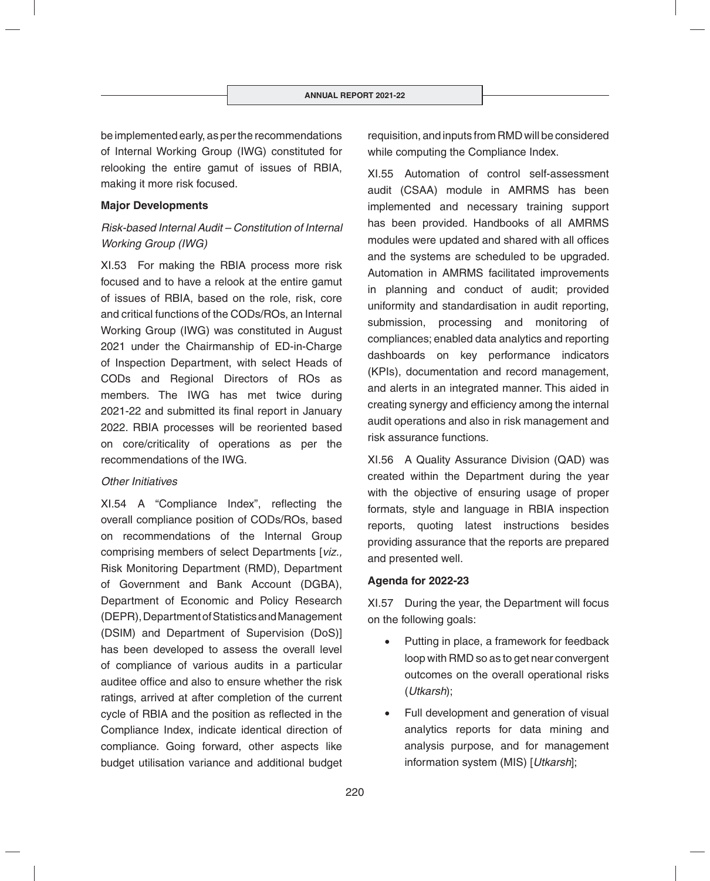be implemented early, as per the recommendations of Internal Working Group (IWG) constituted for relooking the entire gamut of issues of RBIA, making it more risk focused.

**Major Developments**

*Risk-based Internal Audit – Constitution of Internal Working Group (IWG)*

XI.53 For making the RBIA process more risk focused and to have a relook at the entire gamut of issues of RBIA, based on the role, risk, core and critical functions of the CODs/ROs, an Internal Working Group (IWG) was constituted in August 2021 under the Chairmanship of ED-in-Charge of Inspection Department, with select Heads of CODs and Regional Directors of ROs as members. The IWG has met twice during 2021-22 and submitted its final report in January 2022. RBIA processes will be reoriented based on core/criticality of operations as per the recommendations of the IWG.

*Other Initiatives*

XI.54 A "Compliance Index", reflecting the overall compliance position of CODs/ROs, based on recommendations of the Internal Group comprising members of select Departments [*viz.,* Risk Monitoring Department (RMD), Department of Government and Bank Account (DGBA), Department of Economic and Policy Research (DEPR), Department of Statistics and Management (DSIM) and Department of Supervision (DoS)] has been developed to assess the overall level of compliance of various audits in a particular auditee office and also to ensure whether the risk ratings, arrived at after completion of the current cycle of RBIA and the position as reflected in the Compliance Index, indicate identical direction of compliance. Going forward, other aspects like budget utilisation variance and additional budget requisition, and inputs from RMD will be considered while computing the Compliance Index.

XI.55 Automation of control self-assessment audit (CSAA) module in AMRMS has been implemented and necessary training support has been provided. Handbooks of all AMRMS modules were updated and shared with all offices and the systems are scheduled to be upgraded. Automation in AMRMS facilitated improvements in planning and conduct of audit; provided uniformity and standardisation in audit reporting, submission, processing and monitoring of compliances; enabled data analytics and reporting dashboards on key performance indicators (KPIs), documentation and record management, and alerts in an integrated manner. This aided in creating synergy and efficiency among the internal audit operations and also in risk management and risk assurance functions.

XI.56 A Quality Assurance Division (QAD) was created within the Department during the year with the objective of ensuring usage of proper formats, style and language in RBIA inspection reports, quoting latest instructions besides providing assurance that the reports are prepared and presented well.

**Agenda for 2022-23**

XI.57 During the year, the Department will focus on the following goals:

- Putting in place, a framework for feedback loop with RMD so as to get near convergent outcomes on the overall operational risks (*Utkarsh*);
- Full development and generation of visual analytics reports for data mining and analysis purpose, and for management information system (MIS) [*Utkarsh*];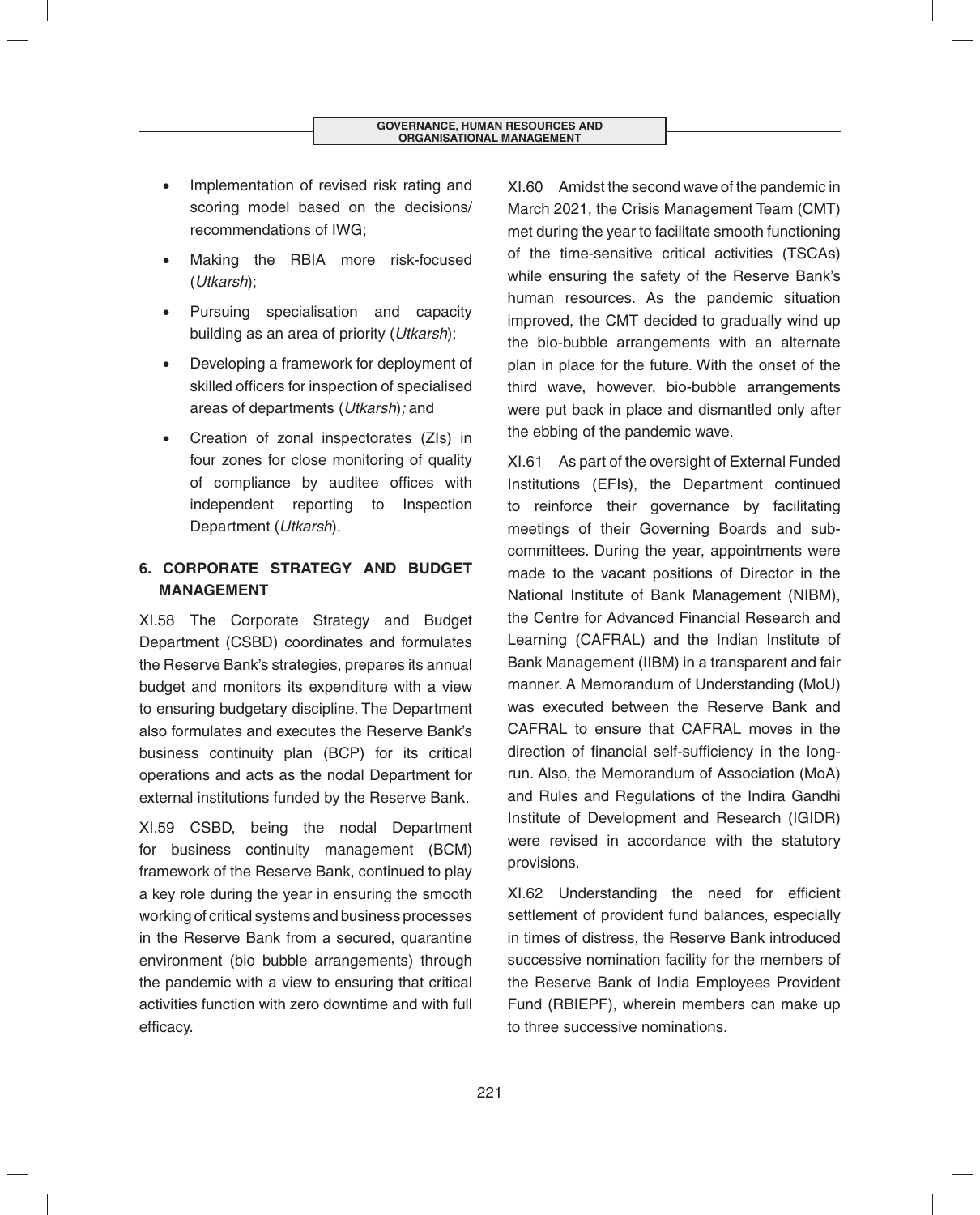- Implementation of revised risk rating and scoring model based on the decisions/ recommendations of IWG;
- Making the RBIA more risk-focused (*Utkarsh*);
- Pursuing specialisation and capacity building as an area of priority (*Utkarsh*);
- Developing a framework for deployment of skilled officers for inspection of specialised areas of departments (*Utkarsh*)*;* and
- Creation of zonal inspectorates (ZIs) in four zones for close monitoring of quality of compliance by auditee offices with independent reporting to Inspection Department (*Utkarsh*).

## 6. CORPORATE STRATEGY AND BUDGET MANAGEMENT

XI.58 The Corporate Strategy and Budget Department (CSBD) coordinates and formulates the Reserve Bank's strategies, prepares its annual budget and monitors its expenditure with a view to ensuring budgetary discipline. The Department also formulates and executes the Reserve Bank's business continuity plan (BCP) for its critical operations and acts as the nodal Department for external institutions funded by the Reserve Bank.

XI.59 CSBD, being the nodal Department for business continuity management (BCM) framework of the Reserve Bank, continued to play a key role during the year in ensuring the smooth working of critical systems and business processes in the Reserve Bank from a secured, quarantine environment (bio bubble arrangements) through the pandemic with a view to ensuring that critical activities function with zero downtime and with full efficacy.

XI.60 Amidst the second wave of the pandemic in March 2021, the Crisis Management Team (CMT) met during the year to facilitate smooth functioning of the time-sensitive critical activities (TSCAs) while ensuring the safety of the Reserve Bank's human resources. As the pandemic situation improved, the CMT decided to gradually wind up the bio-bubble arrangements with an alternate plan in place for the future. With the onset of the third wave, however, bio-bubble arrangements were put back in place and dismantled only after the ebbing of the pandemic wave.

XI.61 As part of the oversight of External Funded Institutions (EFIs), the Department continued to reinforce their governance by facilitating meetings of their Governing Boards and sub-committees. During the year, appointments were made to the vacant positions of Director in the National Institute of Bank Management (NIBM), the Centre for Advanced Financial Research and Learning (CAFRAL) and the Indian Institute of Bank Management (IIBM) in a transparent and fair manner. A Memorandum of Understanding (MoU) was executed between the Reserve Bank and CAFRAL to ensure that CAFRAL moves in the direction of financial self-sufficiency in the long-run. Also, the Memorandum of Association (MoA) and Rules and Regulations of the Indira Gandhi Institute of Development and Research (IGIDR) were revised in accordance with the statutory provisions.

XI.62 Understanding the need for efficient settlement of provident fund balances, especially in times of distress, the Reserve Bank introduced successive nomination facility for the members of the Reserve Bank of India Employees Provident Fund (RBIEPF), wherein members can make up to three successive nominations.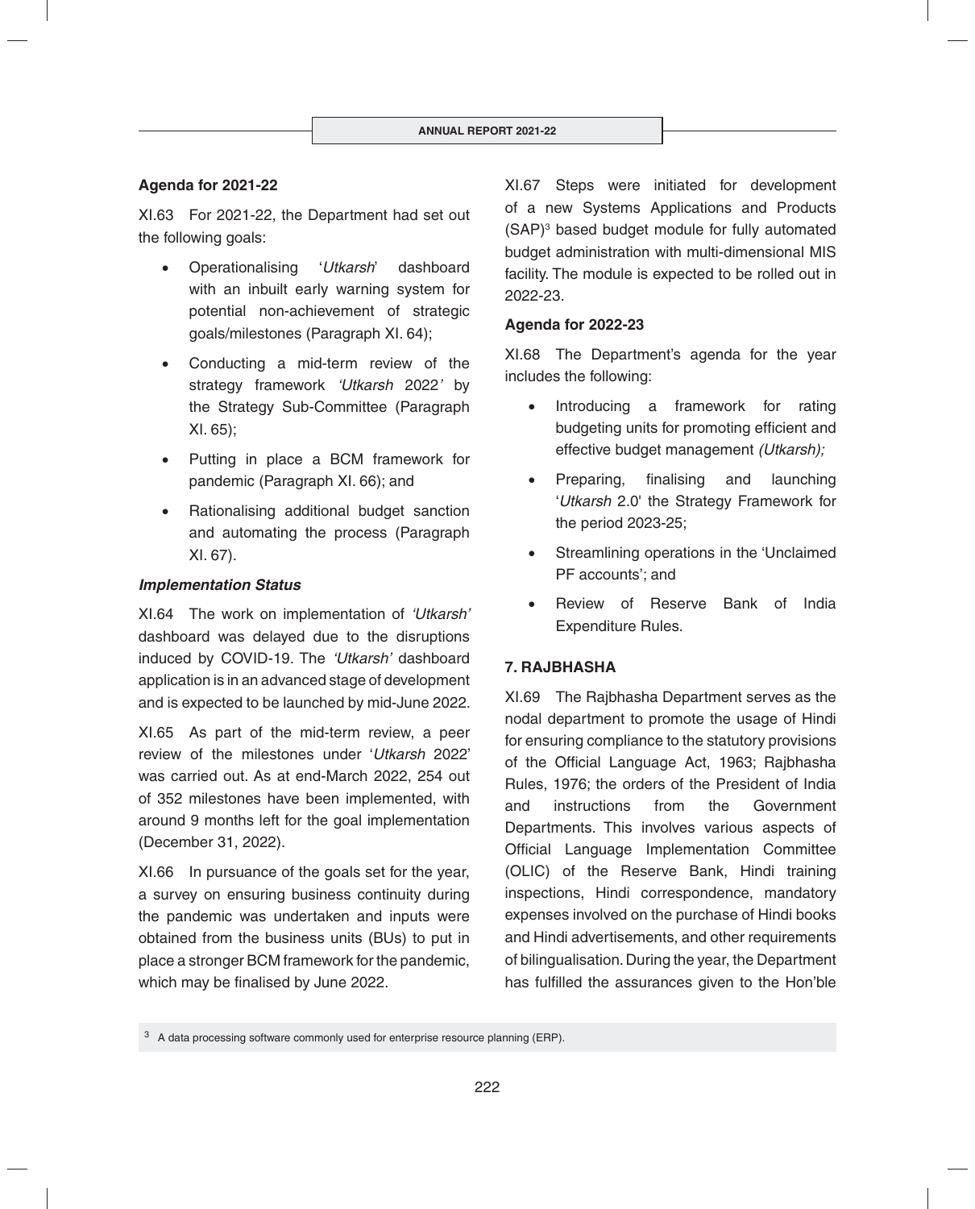### Agenda for 2021-22

XI.63 For 2021-22, the Department had set out the following goals:

- Operationalising '*Utkarsh*' dashboard with an inbuilt early warning system for potential non-achievement of strategic goals/milestones (Paragraph XI. 64);
- Conducting a mid-term review of the strategy framework *'Utkarsh* 2022*'* by the Strategy Sub-Committee (Paragraph XI. 65);
- Putting in place a BCM framework for pandemic (Paragraph XI. 66); and
- Rationalising additional budget sanction and automating the process (Paragraph XI. 67).

#### *Implementation Status*

XI.64 The work on implementation of *'Utkarsh'* dashboard was delayed due to the disruptions induced by COVID-19. The *'Utkarsh'* dashboard application is in an advanced stage of development and is expected to be launched by mid-June 2022.

XI.65 As part of the mid-term review, a peer review of the milestones under '*Utkarsh* 2022' was carried out. As at end-March 2022, 254 out of 352 milestones have been implemented, with around 9 months left for the goal implementation (December 31, 2022).

XI.66 In pursuance of the goals set for the year, a survey on ensuring business continuity during the pandemic was undertaken and inputs were obtained from the business units (BUs) to put in place a stronger BCM framework for the pandemic, which may be finalised by June 2022.

XI.67 Steps were initiated for development of a new Systems Applications and Products (SAP)[3] based budget module for fully automated budget administration with multi-dimensional MIS facility. The module is expected to be rolled out in 2022-23.

### Agenda for 2022-23

XI.68 The Department's agenda for the year includes the following:

- Introducing a framework for rating budgeting units for promoting efficient and effective budget management *(Utkarsh);*
- Preparing, finalising and launching '*Utkarsh* 2.0' the Strategy Framework for the period 2023-25;
- Streamlining operations in the 'Unclaimed PF accounts'; and
- Review of Reserve Bank of India Expenditure Rules.

## 7. RAJBHASHA

XI.69 The Rajbhasha Department serves as the nodal department to promote the usage of Hindi for ensuring compliance to the statutory provisions of the Official Language Act, 1963; Rajbhasha Rules, 1976; the orders of the President of India and instructions from the Government Departments. This involves various aspects of Official Language Implementation Committee (OLIC) of the Reserve Bank, Hindi training inspections, Hindi correspondence, mandatory expenses involved on the purchase of Hindi books and Hindi advertisements, and other requirements of bilingualisation. During the year, the Department has fulfilled the assurances given to the Hon'ble

[3] A data processing software commonly used for enterprise resource planning (ERP).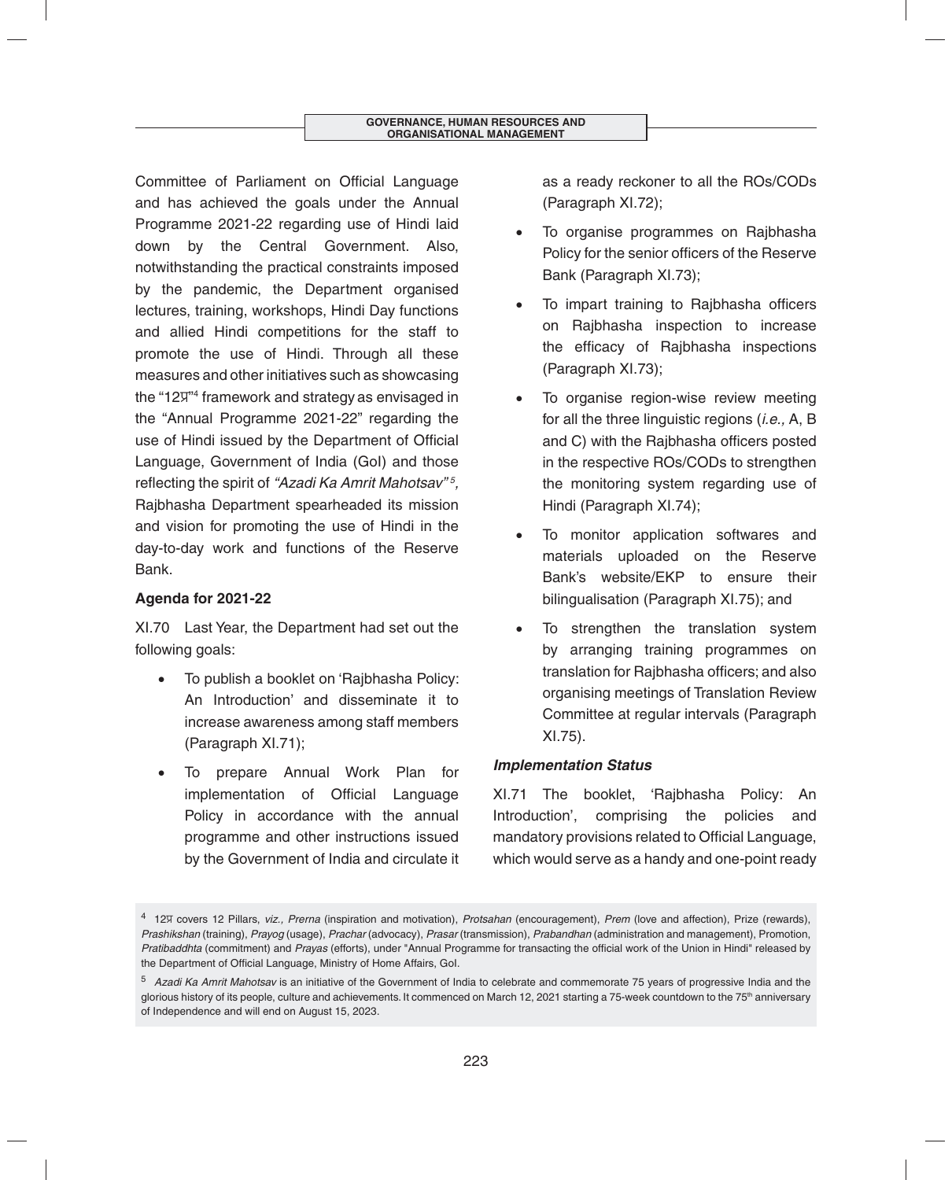Committee of Parliament on Official Language and has achieved the goals under the Annual Programme 2021-22 regarding use of Hindi laid down by the Central Government. Also, notwithstanding the practical constraints imposed by the pandemic, the Department organised lectures, training, workshops, Hindi Day functions and allied Hindi competitions for the staff to promote the use of Hindi. Through all these measures and other initiatives such as showcasing the "12प"[4] framework and strategy as envisaged in the "Annual Programme 2021-22" regarding the use of Hindi issued by the Department of Official Language, Government of India (GoI) and those reflecting the spirit of *"Azadi Ka Amrit Mahotsav"*[5], Rajbhasha Department spearheaded its mission and vision for promoting the use of Hindi in the day-to-day work and functions of the Reserve Bank.

**Agenda for 2021-22**

XI.70 Last Year, the Department had set out the following goals:

- To publish a booklet on 'Rajbhasha Policy: An Introduction' and disseminate it to increase awareness among staff members (Paragraph XI.71);
- To prepare Annual Work Plan for implementation of Official Language Policy in accordance with the annual programme and other instructions issued by the Government of India and circulate it as a ready reckoner to all the ROs/CODs (Paragraph XI.72);
- To organise programmes on Rajbhasha Policy for the senior officers of the Reserve Bank (Paragraph XI.73);
- To impart training to Rajbhasha officers on Rajbhasha inspection to increase the efficacy of Rajbhasha inspections (Paragraph XI.73);
- To organise region-wise review meeting for all the three linguistic regions (*i.e.,* A, B and C) with the Rajbhasha officers posted in the respective ROs/CODs to strengthen the monitoring system regarding use of Hindi (Paragraph XI.74);
- To monitor application softwares and materials uploaded on the Reserve Bank's website/EKP to ensure their bilingualisation (Paragraph XI.75); and
- To strengthen the translation system by arranging training programmes on translation for Rajbhasha officers; and also organising meetings of Translation Review Committee at regular intervals (Paragraph XI.75).

***Implementation Status***

XI.71 The booklet, 'Rajbhasha Policy: An Introduction', comprising the policies and mandatory provisions related to Official Language, which would serve as a handy and one-point ready

[4] 12प covers 12 Pillars, *viz., Prerna* (inspiration and motivation), *Protsahan* (encouragement), *Prem* (love and affection), Prize (rewards), *Prashikshan* (training), *Prayog* (usage), *Prachar* (advocacy), *Prasar* (transmission), *Prabandhan* (administration and management), Promotion, *Pratibaddhta* (commitment) and *Prayas* (efforts), under "Annual Programme for transacting the official work of the Union in Hindi" released by the Department of Official Language, Ministry of Home Affairs, GoI.

[5] *Azadi Ka Amrit Mahotsav* is an initiative of the Government of India to celebrate and commemorate 75 years of progressive India and the glorious history of its people, culture and achievements. It commenced on March 12, 2021 starting a 75-week countdown to the 75th anniversary of Independence and will end on August 15, 2023.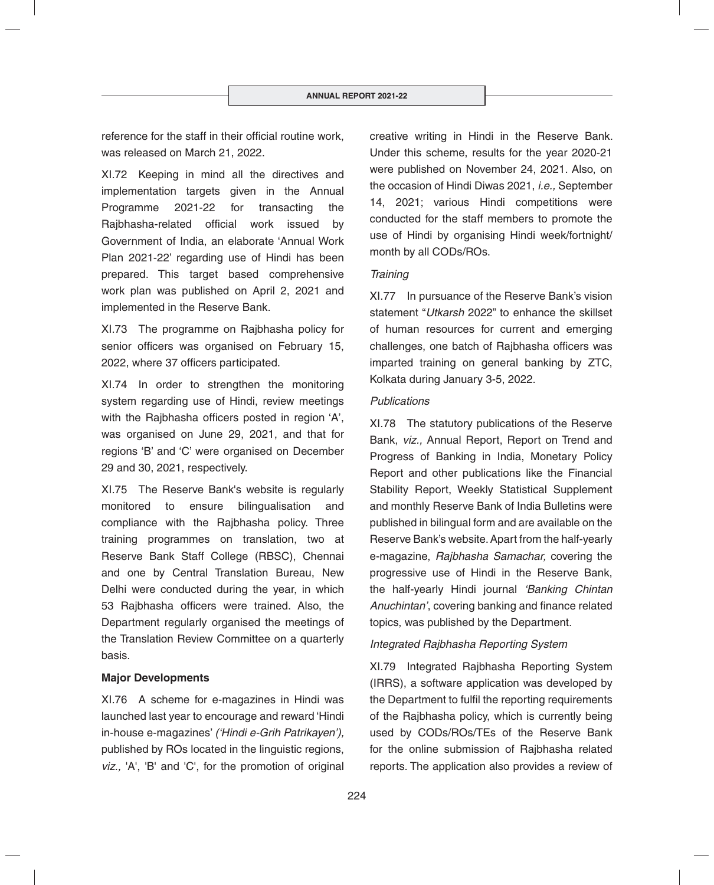reference for the staff in their official routine work, was released on March 21, 2022.

XI.72 Keeping in mind all the directives and implementation targets given in the Annual Programme 2021-22 for transacting the Rajbhasha-related official work issued by Government of India, an elaborate 'Annual Work Plan 2021-22' regarding use of Hindi has been prepared. This target based comprehensive work plan was published on April 2, 2021 and implemented in the Reserve Bank.

XI.73 The programme on Rajbhasha policy for senior officers was organised on February 15, 2022, where 37 officers participated.

XI.74 In order to strengthen the monitoring system regarding use of Hindi, review meetings with the Rajbhasha officers posted in region 'A', was organised on June 29, 2021, and that for regions 'B' and 'C' were organised on December 29 and 30, 2021, respectively.

XI.75 The Reserve Bank's website is regularly monitored to ensure bilingualisation and compliance with the Rajbhasha policy. Three training programmes on translation, two at Reserve Bank Staff College (RBSC), Chennai and one by Central Translation Bureau, New Delhi were conducted during the year, in which 53 Rajbhasha officers were trained. Also, the Department regularly organised the meetings of the Translation Review Committee on a quarterly basis.

**Major Developments**

XI.76 A scheme for e-magazines in Hindi was launched last year to encourage and reward 'Hindi in-house e-magazines' *('Hindi e-Grih Patrikayen'),* published by ROs located in the linguistic regions, *viz.,* 'A', 'B' and 'C', for the promotion of original creative writing in Hindi in the Reserve Bank. Under this scheme, results for the year 2020-21 were published on November 24, 2021. Also, on the occasion of Hindi Diwas 2021, *i.e.,* September 14, 2021; various Hindi competitions were conducted for the staff members to promote the use of Hindi by organising Hindi week/fortnight/month by all CODs/ROs.

*Training*

XI.77 In pursuance of the Reserve Bank's vision statement "*Utkarsh* 2022" to enhance the skillset of human resources for current and emerging challenges, one batch of Rajbhasha officers was imparted training on general banking by ZTC, Kolkata during January 3-5, 2022.

*Publications*

XI.78 The statutory publications of the Reserve Bank, *viz.,* Annual Report, Report on Trend and Progress of Banking in India, Monetary Policy Report and other publications like the Financial Stability Report, Weekly Statistical Supplement and monthly Reserve Bank of India Bulletins were published in bilingual form and are available on the Reserve Bank's website. Apart from the half-yearly e-magazine, *Rajbhasha Samachar,* covering the progressive use of Hindi in the Reserve Bank, the half-yearly Hindi journal *'Banking Chintan Anuchintan'*, covering banking and finance related topics, was published by the Department.

*Integrated Rajbhasha Reporting System*

XI.79 Integrated Rajbhasha Reporting System (IRRS), a software application was developed by the Department to fulfil the reporting requirements of the Rajbhasha policy, which is currently being used by CODs/ROs/TEs of the Reserve Bank for the online submission of Rajbhasha related reports. The application also provides a review of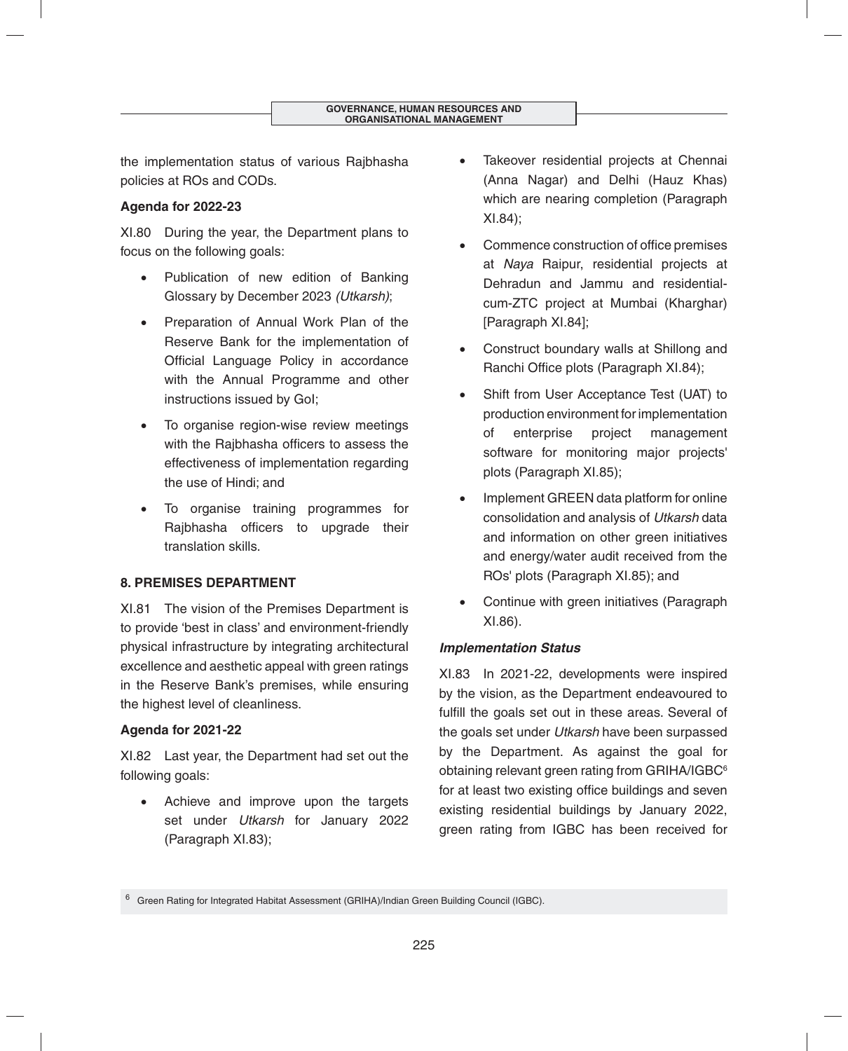the implementation status of various Rajbhasha policies at ROs and CODs.

**Agenda for 2022-23**

XI.80 During the year, the Department plans to focus on the following goals:

- Publication of new edition of Banking Glossary by December 2023 *(Utkarsh)*;
- Preparation of Annual Work Plan of the Reserve Bank for the implementation of Official Language Policy in accordance with the Annual Programme and other instructions issued by GoI;
- To organise region-wise review meetings with the Rajbhasha officers to assess the effectiveness of implementation regarding the use of Hindi; and
- To organise training programmes for Rajbhasha officers to upgrade their translation skills.

## 8. PREMISES DEPARTMENT

XI.81 The vision of the Premises Department is to provide 'best in class' and environment-friendly physical infrastructure by integrating architectural excellence and aesthetic appeal with green ratings in the Reserve Bank's premises, while ensuring the highest level of cleanliness.

**Agenda for 2021-22**

XI.82 Last year, the Department had set out the following goals:

- Achieve and improve upon the targets set under *Utkarsh* for January 2022 (Paragraph XI.83);
- Takeover residential projects at Chennai (Anna Nagar) and Delhi (Hauz Khas) which are nearing completion (Paragraph XI.84);
- Commence construction of office premises at *Naya* Raipur, residential projects at Dehradun and Jammu and residential-cum-ZTC project at Mumbai (Kharghar) [Paragraph XI.84];
- Construct boundary walls at Shillong and Ranchi Office plots (Paragraph XI.84);
- Shift from User Acceptance Test (UAT) to production environment for implementation of enterprise project management software for monitoring major projects' plots (Paragraph XI.85);
- Implement GREEN data platform for online consolidation and analysis of *Utkarsh* data and information on other green initiatives and energy/water audit received from the ROs' plots (Paragraph XI.85); and
- Continue with green initiatives (Paragraph XI.86).

***Implementation Status***

XI.83 In 2021-22, developments were inspired by the vision, as the Department endeavoured to fulfill the goals set out in these areas. Several of the goals set under *Utkarsh* have been surpassed by the Department. As against the goal for obtaining relevant green rating from GRIHA/IGBC[6] for at least two existing office buildings and seven existing residential buildings by January 2022, green rating from IGBC has been received for

[6] Green Rating for Integrated Habitat Assessment (GRIHA)/Indian Green Building Council (IGBC).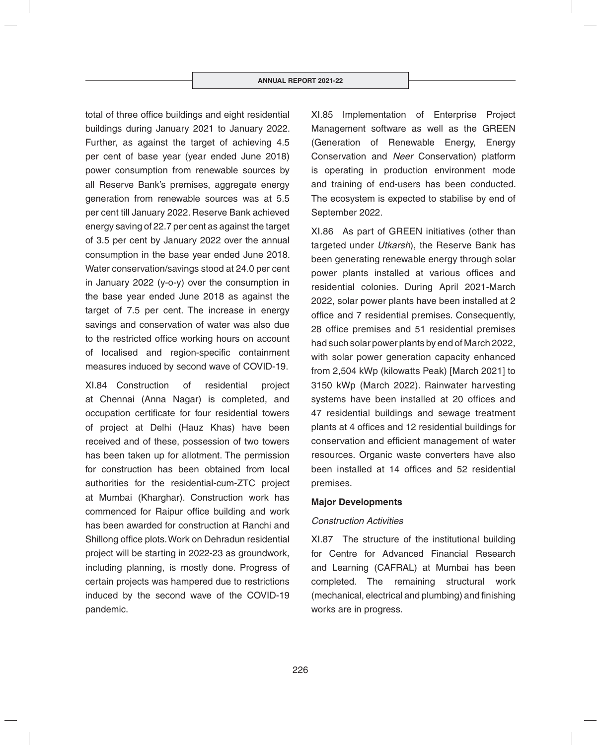total of three office buildings and eight residential buildings during January 2021 to January 2022. Further, as against the target of achieving 4.5 per cent of base year (year ended June 2018) power consumption from renewable sources by all Reserve Bank's premises, aggregate energy generation from renewable sources was at 5.5 per cent till January 2022. Reserve Bank achieved energy saving of 22.7 per cent as against the target of 3.5 per cent by January 2022 over the annual consumption in the base year ended June 2018. Water conservation/savings stood at 24.0 per cent in January 2022 (y-o-y) over the consumption in the base year ended June 2018 as against the target of 7.5 per cent. The increase in energy savings and conservation of water was also due to the restricted office working hours on account of localised and region-specific containment measures induced by second wave of COVID-19.

XI.84 Construction of residential project at Chennai (Anna Nagar) is completed, and occupation certificate for four residential towers of project at Delhi (Hauz Khas) have been received and of these, possession of two towers has been taken up for allotment. The permission for construction has been obtained from local authorities for the residential-cum-ZTC project at Mumbai (Kharghar). Construction work has commenced for Raipur office building and work has been awarded for construction at Ranchi and Shillong office plots. Work on Dehradun residential project will be starting in 2022-23 as groundwork, including planning, is mostly done. Progress of certain projects was hampered due to restrictions induced by the second wave of the COVID-19 pandemic.

XI.85 Implementation of Enterprise Project Management software as well as the GREEN (Generation of Renewable Energy, Energy Conservation and *Neer* Conservation) platform is operating in production environment mode and training of end-users has been conducted. The ecosystem is expected to stabilise by end of September 2022.

XI.86 As part of GREEN initiatives (other than targeted under *Utkarsh*), the Reserve Bank has been generating renewable energy through solar power plants installed at various offices and residential colonies. During April 2021-March 2022, solar power plants have been installed at 2 office and 7 residential premises. Consequently, 28 office premises and 51 residential premises had such solar power plants by end of March 2022, with solar power generation capacity enhanced from 2,504 kWp (kilowatts Peak) [March 2021] to 3150 kWp (March 2022). Rainwater harvesting systems have been installed at 20 offices and 47 residential buildings and sewage treatment plants at 4 offices and 12 residential buildings for conservation and efficient management of water resources. Organic waste converters have also been installed at 14 offices and 52 residential premises.

**Major Developments**

*Construction Activities*

XI.87 The structure of the institutional building for Centre for Advanced Financial Research and Learning (CAFRAL) at Mumbai has been completed. The remaining structural work (mechanical, electrical and plumbing) and finishing works are in progress.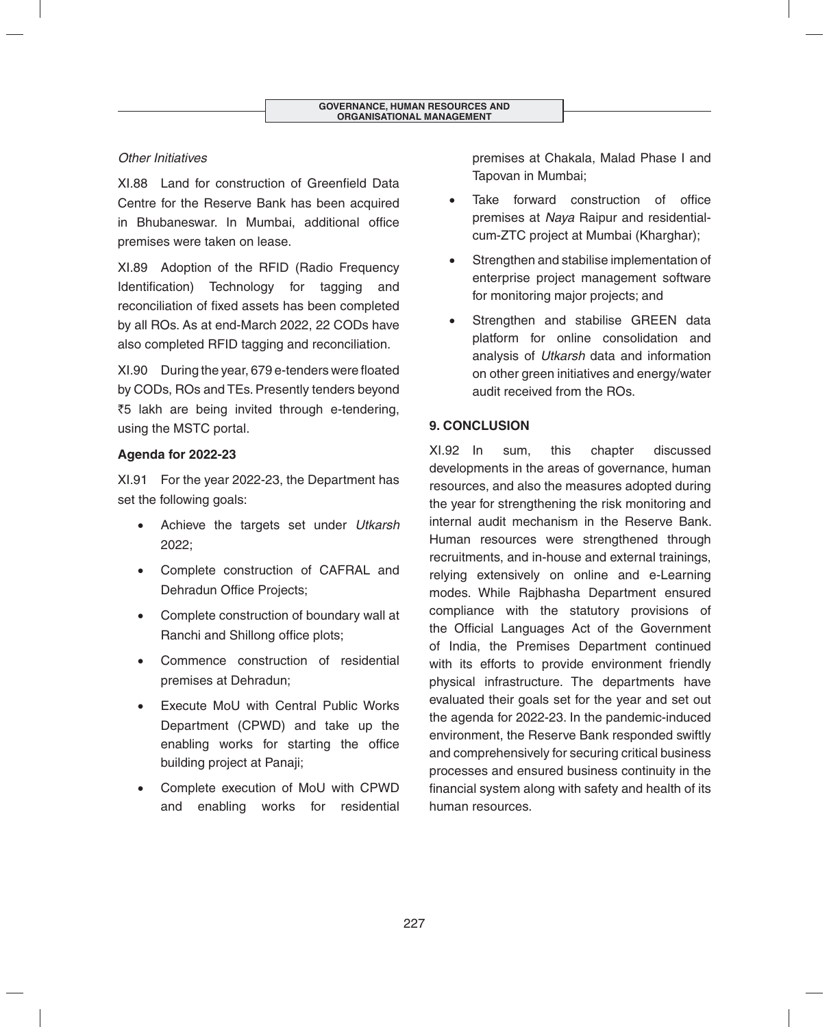*Other Initiatives*

XI.88 Land for construction of Greenfield Data Centre for the Reserve Bank has been acquired in Bhubaneswar. In Mumbai, additional office premises were taken on lease.

XI.89 Adoption of the RFID (Radio Frequency Identification) Technology for tagging and reconciliation of fixed assets has been completed by all ROs. As at end-March 2022, 22 CODs have also completed RFID tagging and reconciliation.

XI.90 During the year, 679 e-tenders were floated by CODs, ROs and TEs. Presently tenders beyond ₹5 lakh are being invited through e-tendering, using the MSTC portal.

**Agenda for 2022-23**

XI.91 For the year 2022-23, the Department has set the following goals:

- Achieve the targets set under *Utkarsh* 2022;
- Complete construction of CAFRAL and Dehradun Office Projects;
- Complete construction of boundary wall at Ranchi and Shillong office plots;
- Commence construction of residential premises at Dehradun;
- Execute MoU with Central Public Works Department (CPWD) and take up the enabling works for starting the office building project at Panaji;
- Complete execution of MoU with CPWD and enabling works for residential premises at Chakala, Malad Phase I and Tapovan in Mumbai;
- Take forward construction of office premises at *Naya* Raipur and residential-cum-ZTC project at Mumbai (Kharghar);
- Strengthen and stabilise implementation of enterprise project management software for monitoring major projects; and
- Strengthen and stabilise GREEN data platform for online consolidation and analysis of *Utkarsh* data and information on other green initiatives and energy/water audit received from the ROs.

## 9. CONCLUSION

XI.92 In sum, this chapter discussed developments in the areas of governance, human resources, and also the measures adopted during the year for strengthening the risk monitoring and internal audit mechanism in the Reserve Bank. Human resources were strengthened through recruitments, and in-house and external trainings, relying extensively on online and e-Learning modes. While Rajbhasha Department ensured compliance with the statutory provisions of the Official Languages Act of the Government of India, the Premises Department continued with its efforts to provide environment friendly physical infrastructure. The departments have evaluated their goals set for the year and set out the agenda for 2022-23. In the pandemic-induced environment, the Reserve Bank responded swiftly and comprehensively for securing critical business processes and ensured business continuity in the financial system along with safety and health of its human resources.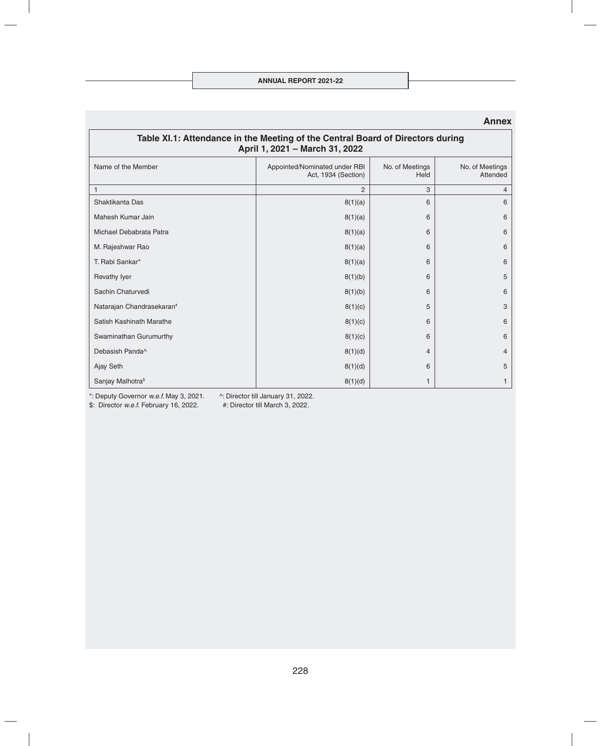## Annex

### Table XI.1: Attendance in the Meeting of the Central Board of Directors during April 1, 2021 – March 31, 2022

| Name of the Member | Appointed/Nominated under RBI Act, 1934 (Section) | No. of Meetings Held | No. of Meetings Attended |
|---|---|---|---|
| 1 | 2 | 3 | 4 |
| Shaktikanta Das | 8(1)(a) | 6 | 6 |
| Mahesh Kumar Jain | 8(1)(a) | 6 | 6 |
| Michael Debabrata Patra | 8(1)(a) | 6 | 6 |
| M. Rajeshwar Rao | 8(1)(a) | 6 | 6 |
| T. Rabi Sankar* | 8(1)(a) | 6 | 6 |
| Revathy Iyer | 8(1)(b) | 6 | 5 |
| Sachin Chaturvedi | 8(1)(b) | 6 | 6 |
| Natarajan Chandrasekaran# | 8(1)(c) | 5 | 3 |
| Satish Kashinath Marathe | 8(1)(c) | 6 | 6 |
| Swaminathan Gurumurthy | 8(1)(c) | 6 | 6 |
| Debasish Panda^ | 8(1)(d) | 4 | 4 |
| Ajay Seth | 8(1)(d) | 6 | 5 |
| Sanjay Malhotra$ | 8(1)(d) | 1 | 1 |

*: Deputy Governor *w.e.f.* May 3, 2021.  ^: Director till January 31, 2022.

$: Director *w.e.f.* February 16, 2022.  #: Director till March 3, 2022.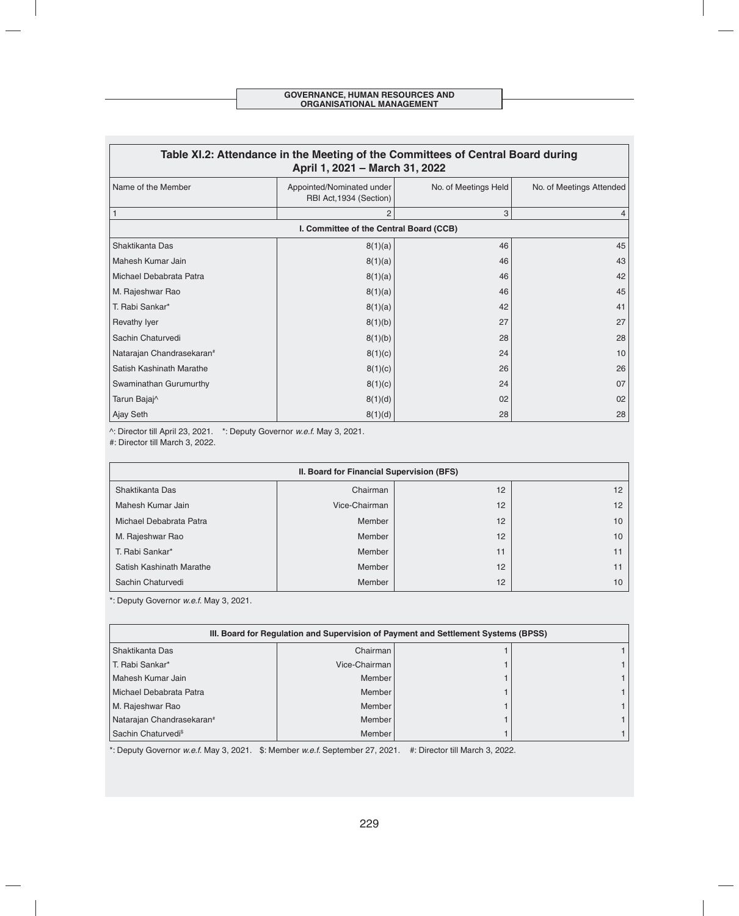## Table XI.2: Attendance in the Meeting of the Committees of Central Board during April 1, 2021 – March 31, 2022

| Name of the Member | Appointed/Nominated under RBI Act,1934 (Section) | No. of Meetings Held | No. of Meetings Attended |
|---|---|---|---|
| 1 | 2 | 3 | 4 |
| **I. Committee of the Central Board (CCB)** | | | |
| Shaktikanta Das | 8(1)(a) | 46 | 45 |
| Mahesh Kumar Jain | 8(1)(a) | 46 | 43 |
| Michael Debabrata Patra | 8(1)(a) | 46 | 42 |
| M. Rajeshwar Rao | 8(1)(a) | 46 | 45 |
| T. Rabi Sankar* | 8(1)(a) | 42 | 41 |
| Revathy Iyer | 8(1)(b) | 27 | 27 |
| Sachin Chaturvedi | 8(1)(b) | 28 | 28 |
| Natarajan Chandrasekaran# | 8(1)(c) | 24 | 10 |
| Satish Kashinath Marathe | 8(1)(c) | 26 | 26 |
| Swaminathan Gurumurthy | 8(1)(c) | 24 | 07 |
| Tarun Bajaj^ | 8(1)(d) | 02 | 02 |
| Ajay Seth | 8(1)(d) | 28 | 28 |

^: Director till April 23, 2021. *: Deputy Governor *w.e.f.* May 3, 2021.
#: Director till March 3, 2022.

| **II. Board for Financial Supervision (BFS)** | | | |
|---|---|---|---|
| Shaktikanta Das | Chairman | 12 | 12 |
| Mahesh Kumar Jain | Vice-Chairman | 12 | 12 |
| Michael Debabrata Patra | Member | 12 | 10 |
| M. Rajeshwar Rao | Member | 12 | 10 |
| T. Rabi Sankar* | Member | 11 | 11 |
| Satish Kashinath Marathe | Member | 12 | 11 |
| Sachin Chaturvedi | Member | 12 | 10 |

*: Deputy Governor *w.e.f.* May 3, 2021.

| **III. Board for Regulation and Supervision of Payment and Settlement Systems (BPSS)** | | | |
|---|---|---|---|
| Shaktikanta Das | Chairman | 1 | 1 |
| T. Rabi Sankar* | Vice-Chairman | 1 | 1 |
| Mahesh Kumar Jain | Member | 1 | 1 |
| Michael Debabrata Patra | Member | 1 | 1 |
| M. Rajeshwar Rao | Member | 1 | 1 |
| Natarajan Chandrasekaran# | Member | 1 | 1 |
| Sachin Chaturvedi$ | Member | 1 | 1 |

*: Deputy Governor *w.e.f.* May 3, 2021. $: Member *w.e.f.* September 27, 2021. #: Director till March 3, 2022.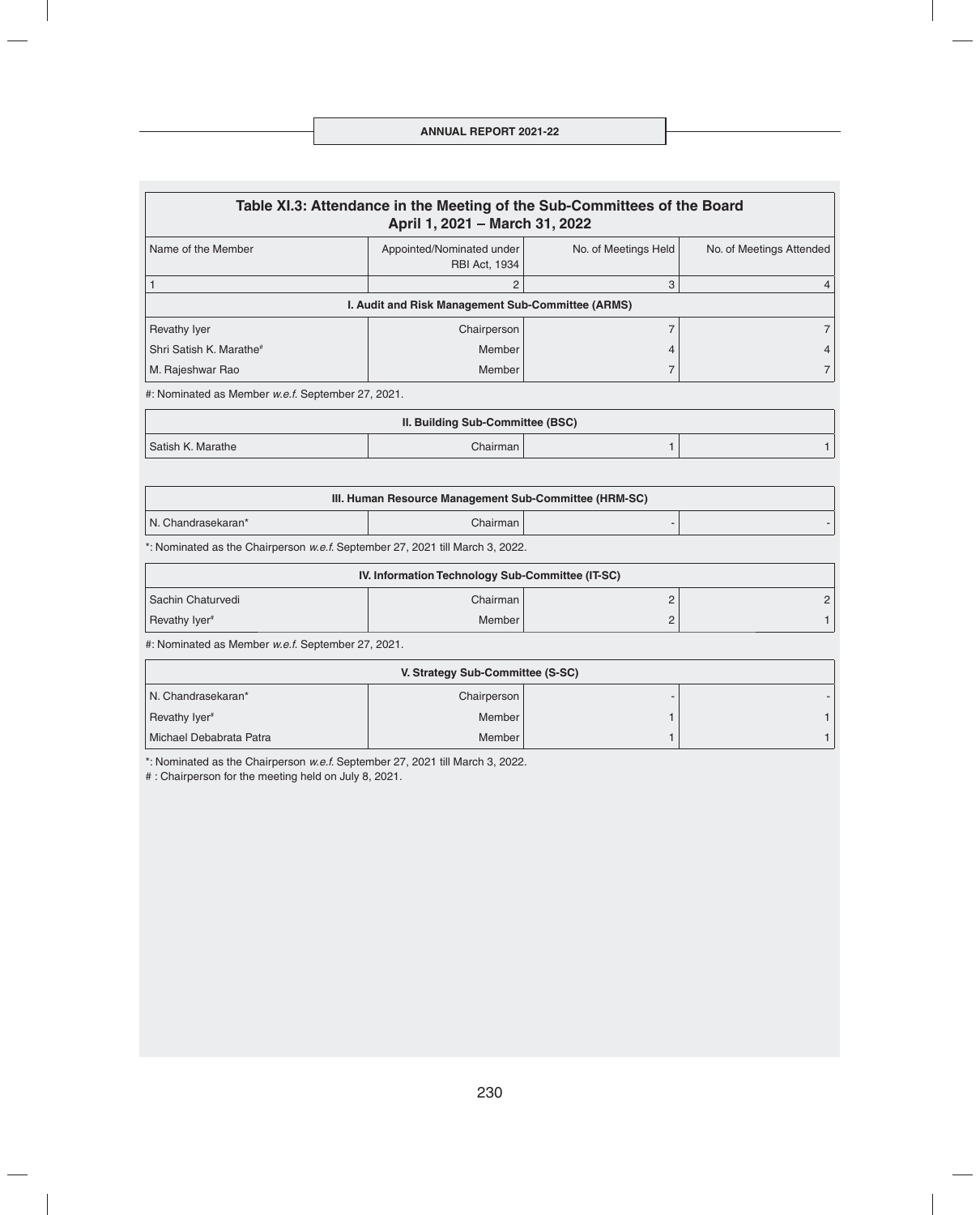**Table XI.3: Attendance in the Meeting of the Sub-Committees of the Board April 1, 2021 – March 31, 2022**

| Name of the Member | Appointed/Nominated under RBI Act, 1934 | No. of Meetings Held | No. of Meetings Attended |
|---|---|---|---|
| 1 | 2 | 3 | 4 |
| **I. Audit and Risk Management Sub-Committee (ARMS)** | | | |
| Revathy Iyer | Chairperson | 7 | 7 |
| Shri Satish K. Marathe# | Member | 4 | 4 |
| M. Rajeshwar Rao | Member | 7 | 7 |

#: Nominated as Member *w.e.f.* September 27, 2021.

| Name of the Member | Appointed/Nominated under RBI Act, 1934 | No. of Meetings Held | No. of Meetings Attended |
|---|---|---|---|
| **II. Building Sub-Committee (BSC)** | | | |
| Satish K. Marathe | Chairman | 1 | 1 |
| **III. Human Resource Management Sub-Committee (HRM-SC)** | | | |
| N. Chandrasekaran* | Chairman | - | - |

*: Nominated as the Chairperson *w.e.f.* September 27, 2021 till March 3, 2022.

| Name of the Member | Appointed/Nominated under RBI Act, 1934 | No. of Meetings Held | No. of Meetings Attended |
|---|---|---|---|
| **IV. Information Technology Sub-Committee (IT-SC)** | | | |
| Sachin Chaturvedi | Chairman | 2 | 2 |
| Revathy Iyer# | Member | 2 | 1 |

#: Nominated as Member *w.e.f.* September 27, 2021.

| Name of the Member | Appointed/Nominated under RBI Act, 1934 | No. of Meetings Held | No. of Meetings Attended |
|---|---|---|---|
| **V. Strategy Sub-Committee (S-SC)** | | | |
| N. Chandrasekaran* | Chairperson | - | - |
| Revathy Iyer# | Member | 1 | 1 |
| Michael Debabrata Patra | Member | 1 | 1 |

*: Nominated as the Chairperson *w.e.f.* September 27, 2021 till March 3, 2022.

# : Chairperson for the meeting held on July 8, 2021.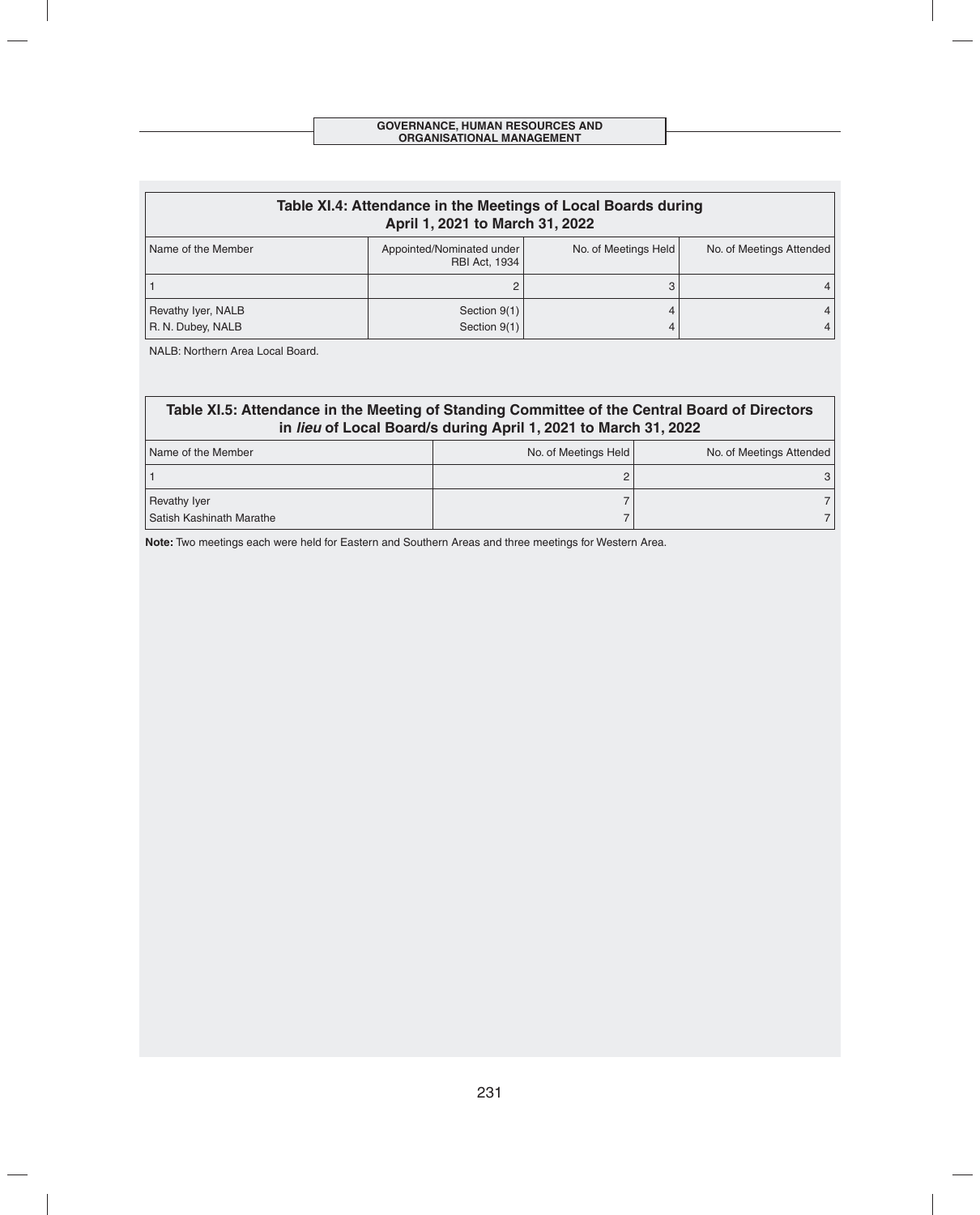**Table XI.4: Attendance in the Meetings of Local Boards during April 1, 2021 to March 31, 2022**

| Name of the Member | Appointed/Nominated under RBI Act, 1934 | No. of Meetings Held | No. of Meetings Attended |
|---|---|---|---|
| 1 | 2 | 3 | 4 |
| Revathy Iyer, NALB | Section 9(1) | 4 | 4 |
| R. N. Dubey, NALB | Section 9(1) | 4 | 4 |

NALB: Northern Area Local Board.

**Table XI.5: Attendance in the Meeting of Standing Committee of the Central Board of Directors in *lieu* of Local Board/s during April 1, 2021 to March 31, 2022**

| Name of the Member | No. of Meetings Held | No. of Meetings Attended |
|---|---|---|
| 1 | 2 | 3 |
| Revathy Iyer | 7 | 7 |
| Satish Kashinath Marathe | 7 | 7 |

**Note:** Two meetings each were held for Eastern and Southern Areas and three meetings for Western Area.